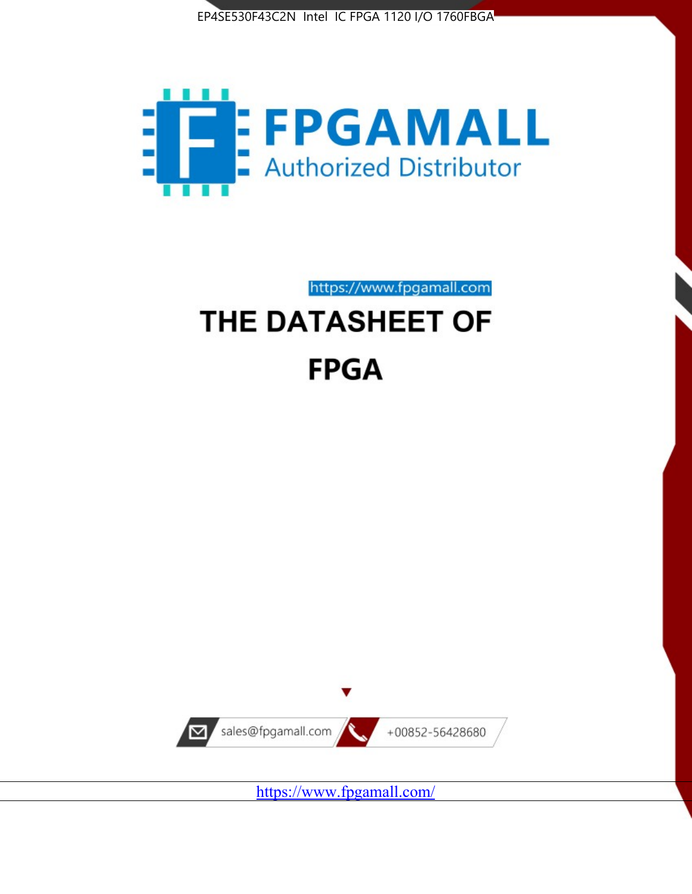EP4SE530F43C2N Intel IC FPGA 1120 I/O 1760FBGA

FPGAMALL

Authorized Distributor

https://www.fpgamall.com

# THE DATASHEET OF

# FPGA

sales@fpgamall.com

+00852-56428680

https://www.fpgamall.com/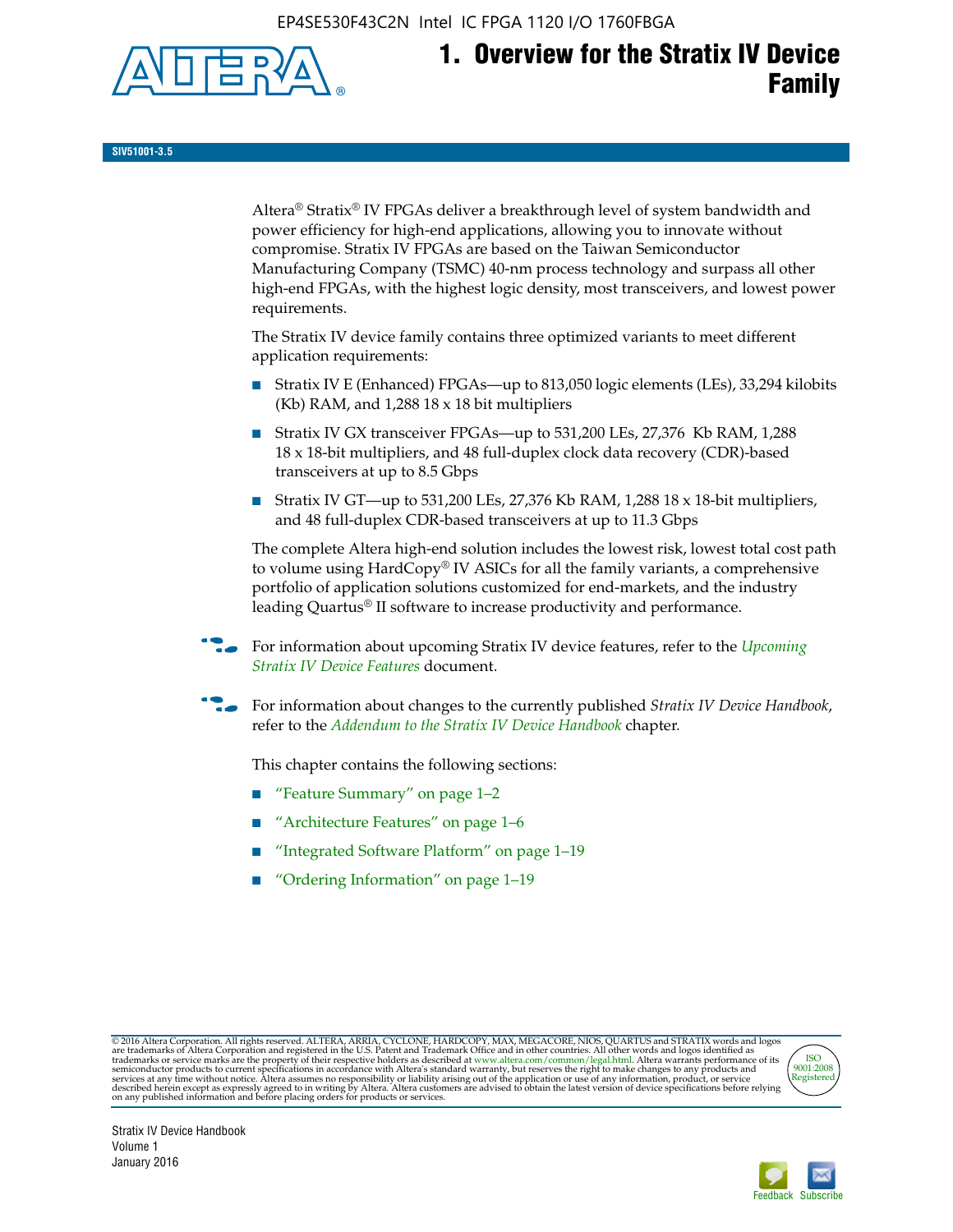# 1. Overview for the Stratix IV Device Family

SIV51001-3.5

Altera® Stratix® IV FPGAs deliver a breakthrough level of system bandwidth and power efficiency for high-end applications, allowing you to innovate without compromise. Stratix IV FPGAs are based on the Taiwan Semiconductor Manufacturing Company (TSMC) 40-nm process technology and surpass all other high-end FPGAs, with the highest logic density, most transceivers, and lowest power requirements.

The Stratix IV device family contains three optimized variants to meet different application requirements:

- Stratix IV E (Enhanced) FPGAs—up to 813,050 logic elements (LEs), 33,294 kilobits (Kb) RAM, and 1,288 18 x 18 bit multipliers
- Stratix IV GX transceiver FPGAs—up to 531,200 LEs, 27,376 Kb RAM, 1,288 18 x 18-bit multipliers, and 48 full-duplex clock data recovery (CDR)-based transceivers at up to 8.5 Gbps
- Stratix IV GT—up to 531,200 LEs, 27,376 Kb RAM, 1,288 18 x 18-bit multipliers, and 48 full-duplex CDR-based transceivers at up to 11.3 Gbps

The complete Altera high-end solution includes the lowest risk, lowest total cost path to volume using HardCopy® IV ASICs for all the family variants, a comprehensive portfolio of application solutions customized for end-markets, and the industry leading Quartus® II software to increase productivity and performance.

For information about upcoming Stratix IV device features, refer to the *Upcoming Stratix IV Device Features* document.

For information about changes to the currently published *Stratix IV Device Handbook*, refer to the *Addendum to the Stratix IV Device Handbook* chapter.

This chapter contains the following sections:

- "Feature Summary" on page 1–2
- "Architecture Features" on page 1–6
- "Integrated Software Platform" on page 1–19
- "Ordering Information" on page 1–19

© 2016 Altera Corporation. All rights reserved. ALTERA, ARRIA, CYCLONE, HARDCOPY, MAX, MEGACORE, NIOS, QUARTUS and STRATIX words and logos are trademarks of Altera Corporation and registered in the U.S. Patent and Trademark Office and in other countries. All other words and logos identified as trademarks or service marks are the property of their respective holders as described at www.altera.com/common/legal.html. Altera warrants performance of its semiconductor products to current specifications in accordance with Altera's standard warranty, but reserves the right to make changes to any products and services at any time without notice. Altera assumes no responsibility or liability arising out of the application or use of any information, product, or service described herein except as expressly agreed to in writing by Altera. Altera customers are advised to obtain the latest version of device specifications before relying on any published information and before placing orders for products or services.

Stratix IV Device Handbook
Volume 1
January 2016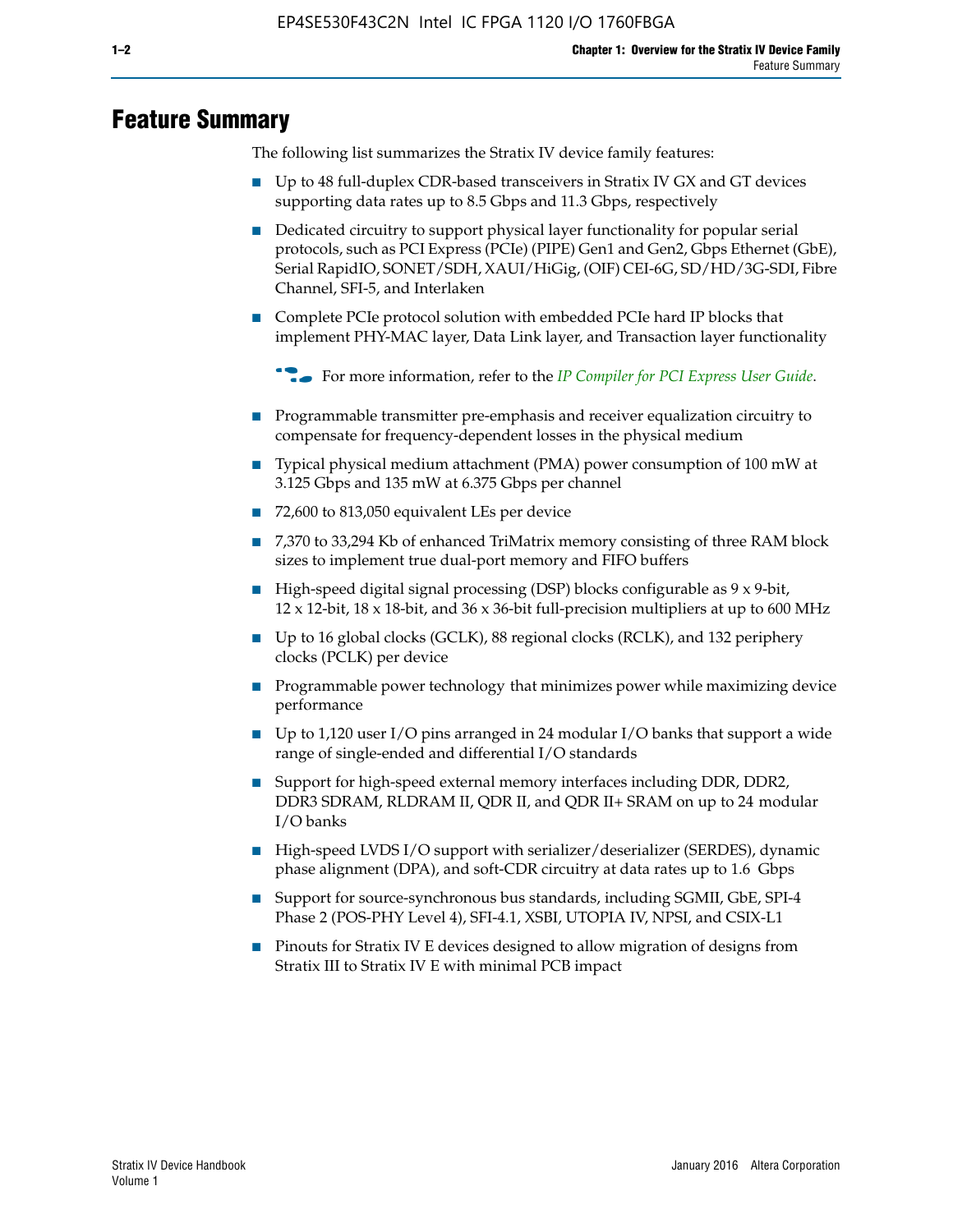# Feature Summary

The following list summarizes the Stratix IV device family features:

- Up to 48 full-duplex CDR-based transceivers in Stratix IV GX and GT devices supporting data rates up to 8.5 Gbps and 11.3 Gbps, respectively
- Dedicated circuitry to support physical layer functionality for popular serial protocols, such as PCI Express (PCIe) (PIPE) Gen1 and Gen2, Gbps Ethernet (GbE), Serial RapidIO, SONET/SDH, XAUI/HiGig, (OIF) CEI-6G, SD/HD/3G-SDI, Fibre Channel, SFI-5, and Interlaken
- Complete PCIe protocol solution with embedded PCIe hard IP blocks that implement PHY-MAC layer, Data Link layer, and Transaction layer functionality

  For more information, refer to the *IP Compiler for PCI Express User Guide*.

- Programmable transmitter pre-emphasis and receiver equalization circuitry to compensate for frequency-dependent losses in the physical medium
- Typical physical medium attachment (PMA) power consumption of 100 mW at 3.125 Gbps and 135 mW at 6.375 Gbps per channel
- 72,600 to 813,050 equivalent LEs per device
- 7,370 to 33,294 Kb of enhanced TriMatrix memory consisting of three RAM block sizes to implement true dual-port memory and FIFO buffers
- High-speed digital signal processing (DSP) blocks configurable as 9 x 9-bit, 12 x 12-bit, 18 x 18-bit, and 36 x 36-bit full-precision multipliers at up to 600 MHz
- Up to 16 global clocks (GCLK), 88 regional clocks (RCLK), and 132 periphery clocks (PCLK) per device
- Programmable power technology that minimizes power while maximizing device performance
- Up to 1,120 user I/O pins arranged in 24 modular I/O banks that support a wide range of single-ended and differential I/O standards
- Support for high-speed external memory interfaces including DDR, DDR2, DDR3 SDRAM, RLDRAM II, QDR II, and QDR II+ SRAM on up to 24 modular I/O banks
- High-speed LVDS I/O support with serializer/deserializer (SERDES), dynamic phase alignment (DPA), and soft-CDR circuitry at data rates up to 1.6 Gbps
- Support for source-synchronous bus standards, including SGMII, GbE, SPI-4 Phase 2 (POS-PHY Level 4), SFI-4.1, XSBI, UTOPIA IV, NPSI, and CSIX-L1
- Pinouts for Stratix IV E devices designed to allow migration of designs from Stratix III to Stratix IV E with minimal PCB impact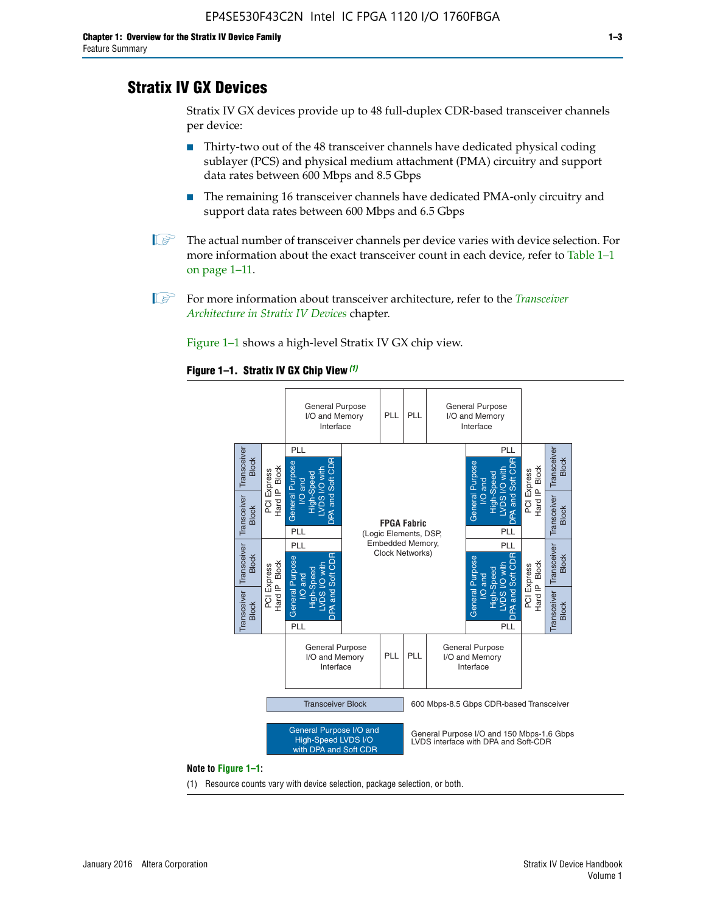## Stratix IV GX Devices

Stratix IV GX devices provide up to 48 full-duplex CDR-based transceiver channels per device:

- Thirty-two out of the 48 transceiver channels have dedicated physical coding sublayer (PCS) and physical medium attachment (PMA) circuitry and support data rates between 600 Mbps and 8.5 Gbps
- The remaining 16 transceiver channels have dedicated PMA-only circuitry and support data rates between 600 Mbps and 6.5 Gbps

The actual number of transceiver channels per device varies with device selection. For more information about the exact transceiver count in each device, refer to Table 1–1 on page 1–11.

For more information about transceiver architecture, refer to the *Transceiver Architecture in Stratix IV Devices* chapter.

Figure 1–1 shows a high-level Stratix IV GX chip view.

**Figure 1–1. Stratix IV GX Chip View** *(1)*

General Purpose I/O and Memory Interface | PLL | PLL | General Purpose I/O and Memory Interface

Transceiver Block, PCI Express Hard IP Block, PLL, General Purpose I/O and High-Speed LVDS I/O with DPA and Soft CDR

**FPGA Fabric** (Logic Elements, DSP, Embedded Memory, Clock Networks)

Transceiver Block — 600 Mbps-8.5 Gbps CDR-based Transceiver

General Purpose I/O and High-Speed LVDS I/O with DPA and Soft CDR — General Purpose I/O and 150 Mbps-1.6 Gbps LVDS interface with DPA and Soft-CDR

**Note to Figure 1–1:**

(1) Resource counts vary with device selection, package selection, or both.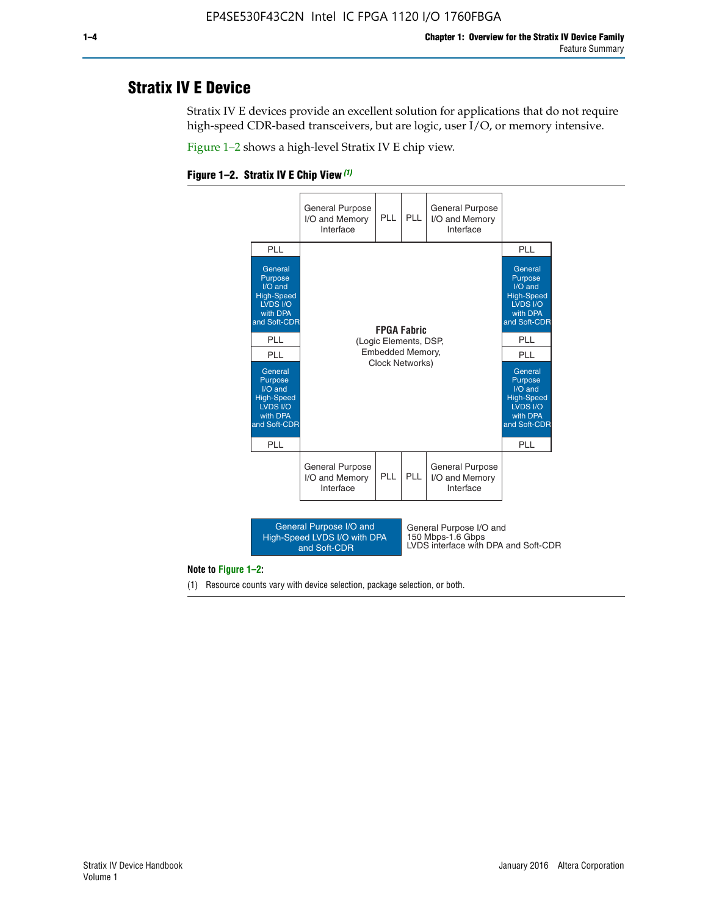## Stratix IV E Device

Stratix IV E devices provide an excellent solution for applications that do not require high-speed CDR-based transceivers, but are logic, user I/O, or memory intensive.

Figure 1–2 shows a high-level Stratix IV E chip view.

**Figure 1–2. Stratix IV E Chip View** *(1)*

| | General Purpose I/O and Memory Interface | PLL | PLL | General Purpose I/O and Memory Interface | |
|---|---|---|---|---|---|
| PLL | | | | | PLL |
| General Purpose I/O and High-Speed LVDS I/O with DPA and Soft-CDR | | | | | General Purpose I/O and High-Speed LVDS I/O with DPA and Soft-CDR |
| PLL | | **FPGA Fabric** (Logic Elements, DSP, Embedded Memory, Clock Networks) | | | PLL |
| PLL | | | | | PLL |
| General Purpose I/O and High-Speed LVDS I/O with DPA and Soft-CDR | | | | | General Purpose I/O and High-Speed LVDS I/O with DPA and Soft-CDR |
| PLL | | | | | PLL |
| | General Purpose I/O and Memory Interface | PLL | PLL | General Purpose I/O and Memory Interface | |

Legend: General Purpose I/O and High-Speed LVDS I/O with DPA and Soft-CDR — General Purpose I/O and 150 Mbps-1.6 Gbps LVDS interface with DPA and Soft-CDR

**Note to Figure 1–2:**

(1) Resource counts vary with device selection, package selection, or both.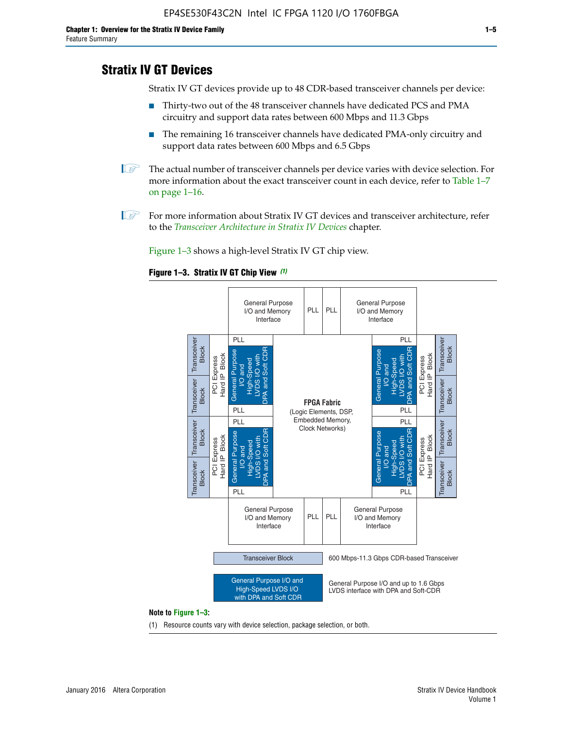# Stratix IV GT Devices

Stratix IV GT devices provide up to 48 CDR-based transceiver channels per device:

- Thirty-two out of the 48 transceiver channels have dedicated PCS and PMA circuitry and support data rates between 600 Mbps and 11.3 Gbps
- The remaining 16 transceiver channels have dedicated PMA-only circuitry and support data rates between 600 Mbps and 6.5 Gbps

The actual number of transceiver channels per device varies with device selection. For more information about the exact transceiver count in each device, refer to Table 1–7 on page 1–16.

For more information about Stratix IV GT devices and transceiver architecture, refer to the *Transceiver Architecture in Stratix IV Devices* chapter.

Figure 1–3 shows a high-level Stratix IV GT chip view.

**Figure 1–3. Stratix IV GT Chip View** *(1)*

General Purpose I/O and Memory Interface | PLL | PLL | General Purpose I/O and Memory Interface

Transceiver Block | Transceiver Block | PCI Express Hard IP Block | PLL | General Purpose I/O and High-Speed LVDS I/O with DPA and Soft CDR | PLL

Transceiver Block | Transceiver Block | PCI Express Hard IP Block | PLL | General Purpose I/O and High-Speed LVDS I/O with DPA and Soft CDR | PLL

**FPGA Fabric** (Logic Elements, DSP, Embedded Memory, Clock Networks)

PLL | General Purpose I/O and High-Speed LVDS I/O with DPA and Soft CDR | PLL | PCI Express Hard IP Block | Transceiver Block | Transceiver Block

PLL | General Purpose I/O and High-Speed LVDS I/O with DPA and Soft CDR | PLL | PCI Express Hard IP Block | Transceiver Block | Transceiver Block

General Purpose I/O and Memory Interface | PLL | PLL | General Purpose I/O and Memory Interface

Transceiver Block: 600 Mbps-11.3 Gbps CDR-based Transceiver

General Purpose I/O and High-Speed LVDS I/O with DPA and Soft CDR: General Purpose I/O and up to 1.6 Gbps LVDS interface with DPA and Soft-CDR

**Note to Figure 1–3:**

(1) Resource counts vary with device selection, package selection, or both.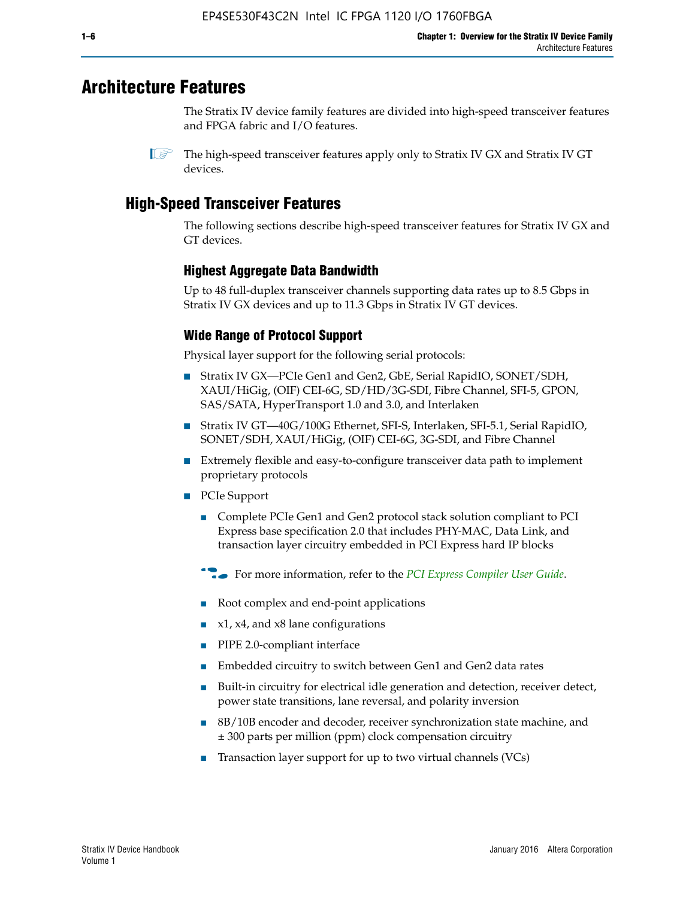# Architecture Features

The Stratix IV device family features are divided into high-speed transceiver features and FPGA fabric and I/O features.

The high-speed transceiver features apply only to Stratix IV GX and Stratix IV GT devices.

## High-Speed Transceiver Features

The following sections describe high-speed transceiver features for Stratix IV GX and GT devices.

### Highest Aggregate Data Bandwidth

Up to 48 full-duplex transceiver channels supporting data rates up to 8.5 Gbps in Stratix IV GX devices and up to 11.3 Gbps in Stratix IV GT devices.

### Wide Range of Protocol Support

Physical layer support for the following serial protocols:

- Stratix IV GX—PCIe Gen1 and Gen2, GbE, Serial RapidIO, SONET/SDH, XAUI/HiGig, (OIF) CEI-6G, SD/HD/3G-SDI, Fibre Channel, SFI-5, GPON, SAS/SATA, HyperTransport 1.0 and 3.0, and Interlaken
- Stratix IV GT—40G/100G Ethernet, SFI-S, Interlaken, SFI-5.1, Serial RapidIO, SONET/SDH, XAUI/HiGig, (OIF) CEI-6G, 3G-SDI, and Fibre Channel
- Extremely flexible and easy-to-configure transceiver data path to implement proprietary protocols
- PCIe Support
  - Complete PCIe Gen1 and Gen2 protocol stack solution compliant to PCI Express base specification 2.0 that includes PHY-MAC, Data Link, and transaction layer circuitry embedded in PCI Express hard IP blocks

    For more information, refer to the *PCI Express Compiler User Guide*.

  - Root complex and end-point applications
  - x1, x4, and x8 lane configurations
  - PIPE 2.0-compliant interface
  - Embedded circuitry to switch between Gen1 and Gen2 data rates
  - Built-in circuitry for electrical idle generation and detection, receiver detect, power state transitions, lane reversal, and polarity inversion
  - 8B/10B encoder and decoder, receiver synchronization state machine, and ± 300 parts per million (ppm) clock compensation circuitry
  - Transaction layer support for up to two virtual channels (VCs)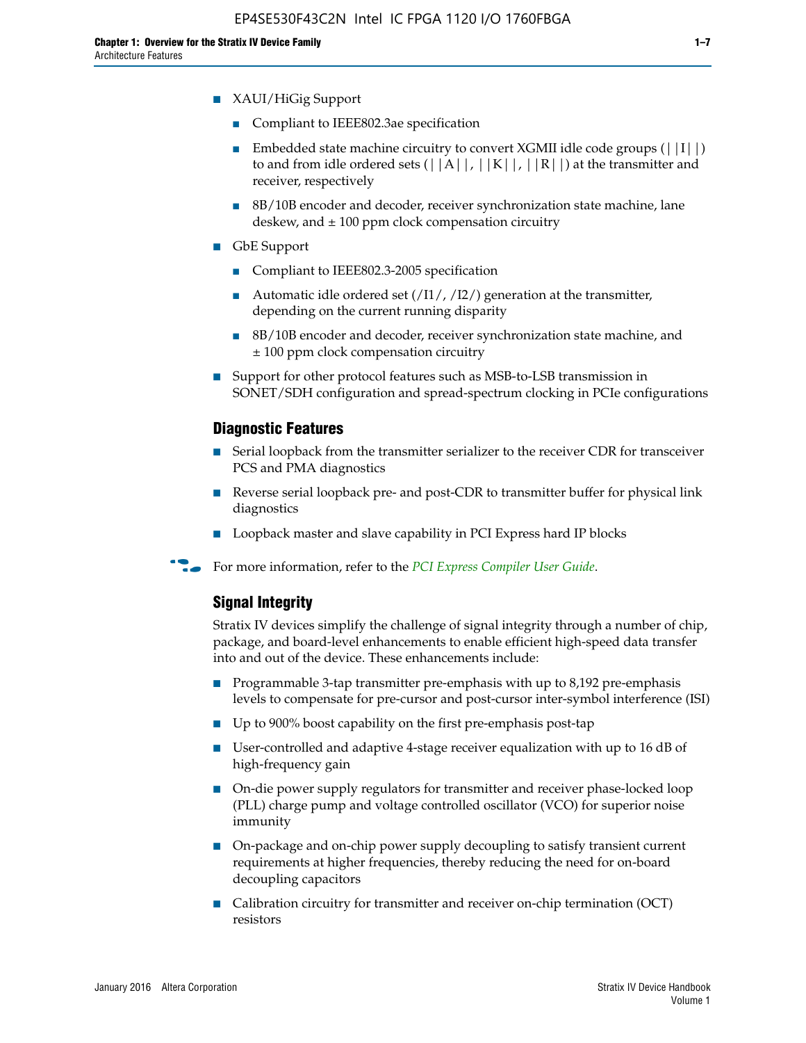- XAUI/HiGig Support
  - Compliant to IEEE802.3ae specification
  - Embedded state machine circuitry to convert XGMII idle code groups (||I||) to and from idle ordered sets (||A||, ||K||, ||R||) at the transmitter and receiver, respectively
  - 8B/10B encoder and decoder, receiver synchronization state machine, lane deskew, and ± 100 ppm clock compensation circuitry
- GbE Support
  - Compliant to IEEE802.3-2005 specification
  - Automatic idle ordered set (/I1/, /I2/) generation at the transmitter, depending on the current running disparity
  - 8B/10B encoder and decoder, receiver synchronization state machine, and ± 100 ppm clock compensation circuitry
- Support for other protocol features such as MSB-to-LSB transmission in SONET/SDH configuration and spread-spectrum clocking in PCIe configurations

### Diagnostic Features

- Serial loopback from the transmitter serializer to the receiver CDR for transceiver PCS and PMA diagnostics
- Reverse serial loopback pre- and post-CDR to transmitter buffer for physical link diagnostics
- Loopback master and slave capability in PCI Express hard IP blocks

For more information, refer to the *PCI Express Compiler User Guide*.

### Signal Integrity

Stratix IV devices simplify the challenge of signal integrity through a number of chip, package, and board-level enhancements to enable efficient high-speed data transfer into and out of the device. These enhancements include:

- Programmable 3-tap transmitter pre-emphasis with up to 8,192 pre-emphasis levels to compensate for pre-cursor and post-cursor inter-symbol interference (ISI)
- Up to 900% boost capability on the first pre-emphasis post-tap
- User-controlled and adaptive 4-stage receiver equalization with up to 16 dB of high-frequency gain
- On-die power supply regulators for transmitter and receiver phase-locked loop (PLL) charge pump and voltage controlled oscillator (VCO) for superior noise immunity
- On-package and on-chip power supply decoupling to satisfy transient current requirements at higher frequencies, thereby reducing the need for on-board decoupling capacitors
- Calibration circuitry for transmitter and receiver on-chip termination (OCT) resistors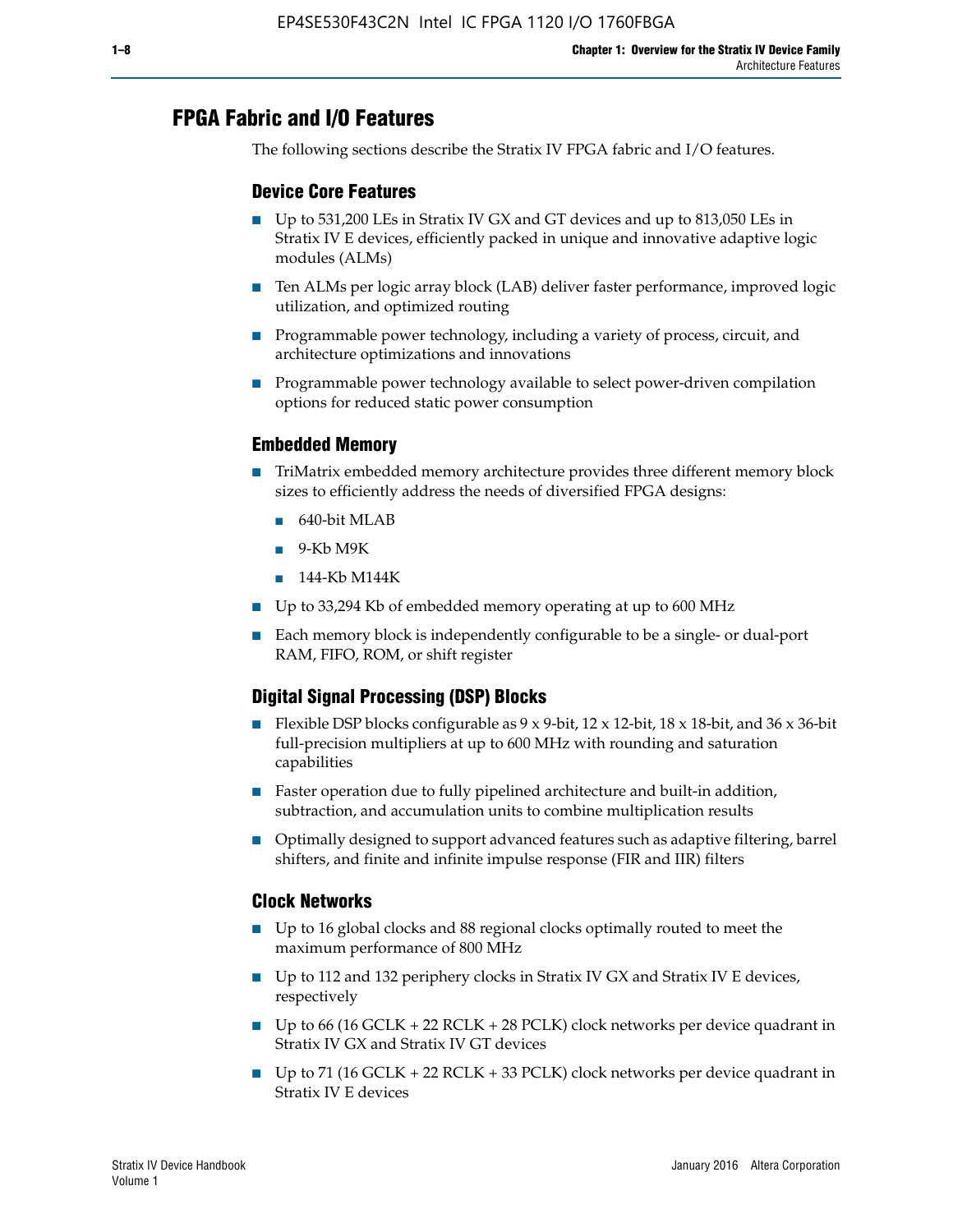## FPGA Fabric and I/O Features

The following sections describe the Stratix IV FPGA fabric and I/O features.

### Device Core Features

- Up to 531,200 LEs in Stratix IV GX and GT devices and up to 813,050 LEs in Stratix IV E devices, efficiently packed in unique and innovative adaptive logic modules (ALMs)
- Ten ALMs per logic array block (LAB) deliver faster performance, improved logic utilization, and optimized routing
- Programmable power technology, including a variety of process, circuit, and architecture optimizations and innovations
- Programmable power technology available to select power-driven compilation options for reduced static power consumption

### Embedded Memory

- TriMatrix embedded memory architecture provides three different memory block sizes to efficiently address the needs of diversified FPGA designs:
  - 640-bit MLAB
  - 9-Kb M9K
  - 144-Kb M144K
- Up to 33,294 Kb of embedded memory operating at up to 600 MHz
- Each memory block is independently configurable to be a single- or dual-port RAM, FIFO, ROM, or shift register

### Digital Signal Processing (DSP) Blocks

- Flexible DSP blocks configurable as 9 x 9-bit, 12 x 12-bit, 18 x 18-bit, and 36 x 36-bit full-precision multipliers at up to 600 MHz with rounding and saturation capabilities
- Faster operation due to fully pipelined architecture and built-in addition, subtraction, and accumulation units to combine multiplication results
- Optimally designed to support advanced features such as adaptive filtering, barrel shifters, and finite and infinite impulse response (FIR and IIR) filters

### Clock Networks

- Up to 16 global clocks and 88 regional clocks optimally routed to meet the maximum performance of 800 MHz
- Up to 112 and 132 periphery clocks in Stratix IV GX and Stratix IV E devices, respectively
- Up to 66 (16 GCLK + 22 RCLK + 28 PCLK) clock networks per device quadrant in Stratix IV GX and Stratix IV GT devices
- Up to 71 (16 GCLK + 22 RCLK + 33 PCLK) clock networks per device quadrant in Stratix IV E devices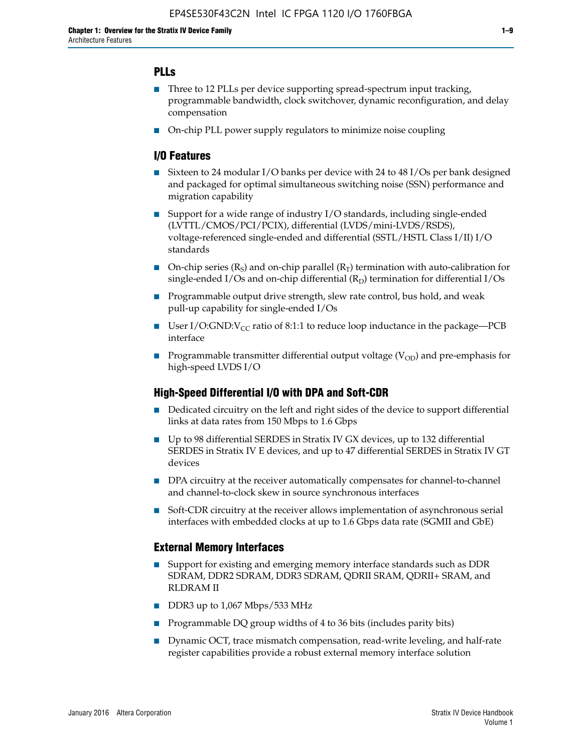## PLLs

- Three to 12 PLLs per device supporting spread-spectrum input tracking, programmable bandwidth, clock switchover, dynamic reconfiguration, and delay compensation
- On-chip PLL power supply regulators to minimize noise coupling

## I/O Features

- Sixteen to 24 modular I/O banks per device with 24 to 48 I/Os per bank designed and packaged for optimal simultaneous switching noise (SSN) performance and migration capability
- Support for a wide range of industry I/O standards, including single-ended (LVTTL/CMOS/PCI/PCIX), differential (LVDS/mini-LVDS/RSDS), voltage-referenced single-ended and differential (SSTL/HSTL Class I/II) I/O standards
- On-chip series ($R_S$) and on-chip parallel ($R_T$) termination with auto-calibration for single-ended I/Os and on-chip differential ($R_D$) termination for differential I/Os
- Programmable output drive strength, slew rate control, bus hold, and weak pull-up capability for single-ended I/Os
- User I/O:GND:$V_{CC}$ ratio of 8:1:1 to reduce loop inductance in the package—PCB interface
- Programmable transmitter differential output voltage ($V_{OD}$) and pre-emphasis for high-speed LVDS I/O

## High-Speed Differential I/O with DPA and Soft-CDR

- Dedicated circuitry on the left and right sides of the device to support differential links at data rates from 150 Mbps to 1.6 Gbps
- Up to 98 differential SERDES in Stratix IV GX devices, up to 132 differential SERDES in Stratix IV E devices, and up to 47 differential SERDES in Stratix IV GT devices
- DPA circuitry at the receiver automatically compensates for channel-to-channel and channel-to-clock skew in source synchronous interfaces
- Soft-CDR circuitry at the receiver allows implementation of asynchronous serial interfaces with embedded clocks at up to 1.6 Gbps data rate (SGMII and GbE)

## External Memory Interfaces

- Support for existing and emerging memory interface standards such as DDR SDRAM, DDR2 SDRAM, DDR3 SDRAM, QDRII SRAM, QDRII+ SRAM, and RLDRAM II
- DDR3 up to 1,067 Mbps/533 MHz
- Programmable DQ group widths of 4 to 36 bits (includes parity bits)
- Dynamic OCT, trace mismatch compensation, read-write leveling, and half-rate register capabilities provide a robust external memory interface solution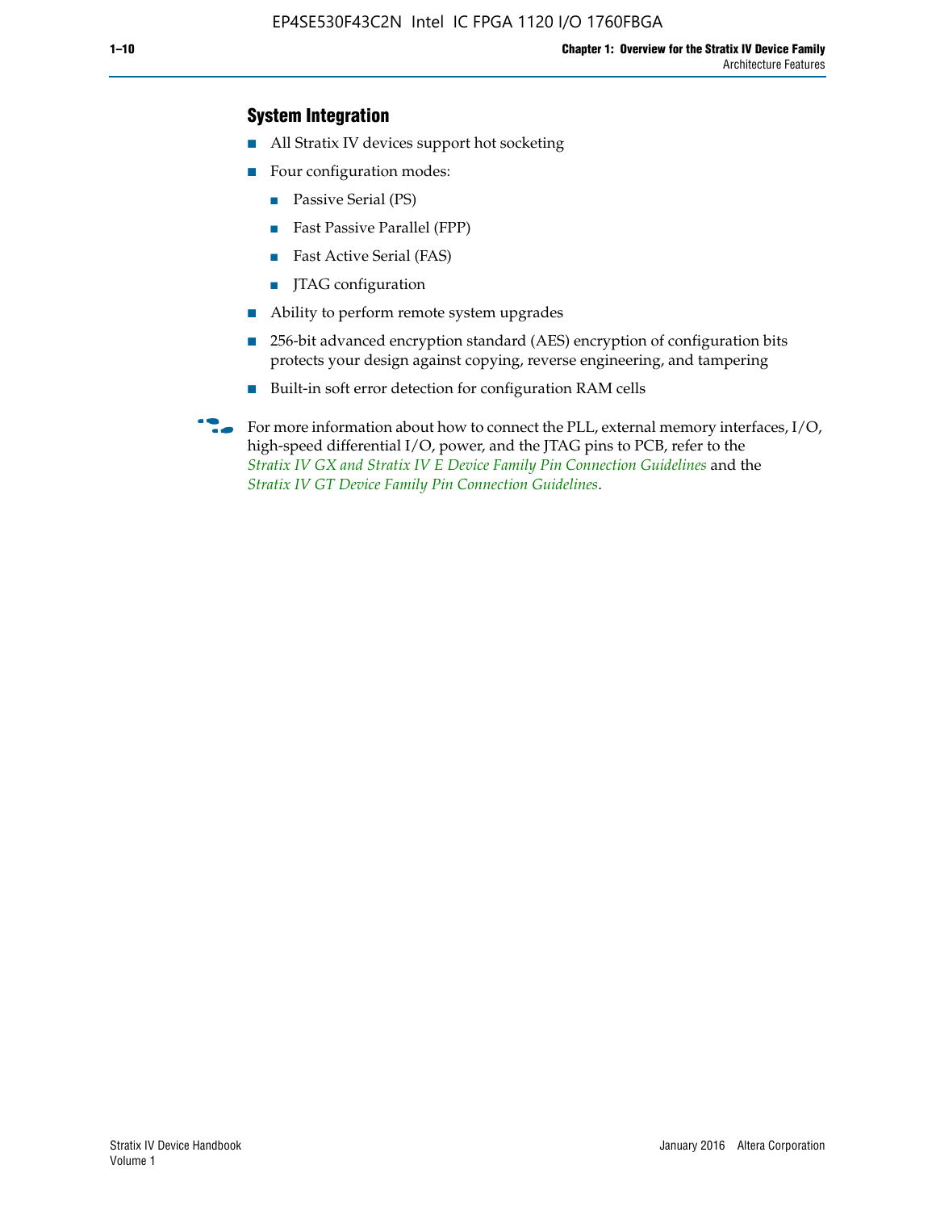### System Integration

- All Stratix IV devices support hot socketing
- Four configuration modes:
  - Passive Serial (PS)
  - Fast Passive Parallel (FPP)
  - Fast Active Serial (FAS)
  - JTAG configuration
- Ability to perform remote system upgrades
- 256-bit advanced encryption standard (AES) encryption of configuration bits protects your design against copying, reverse engineering, and tampering
- Built-in soft error detection for configuration RAM cells

For more information about how to connect the PLL, external memory interfaces, I/O, high-speed differential I/O, power, and the JTAG pins to PCB, refer to the *Stratix IV GX and Stratix IV E Device Family Pin Connection Guidelines* and the *Stratix IV GT Device Family Pin Connection Guidelines*.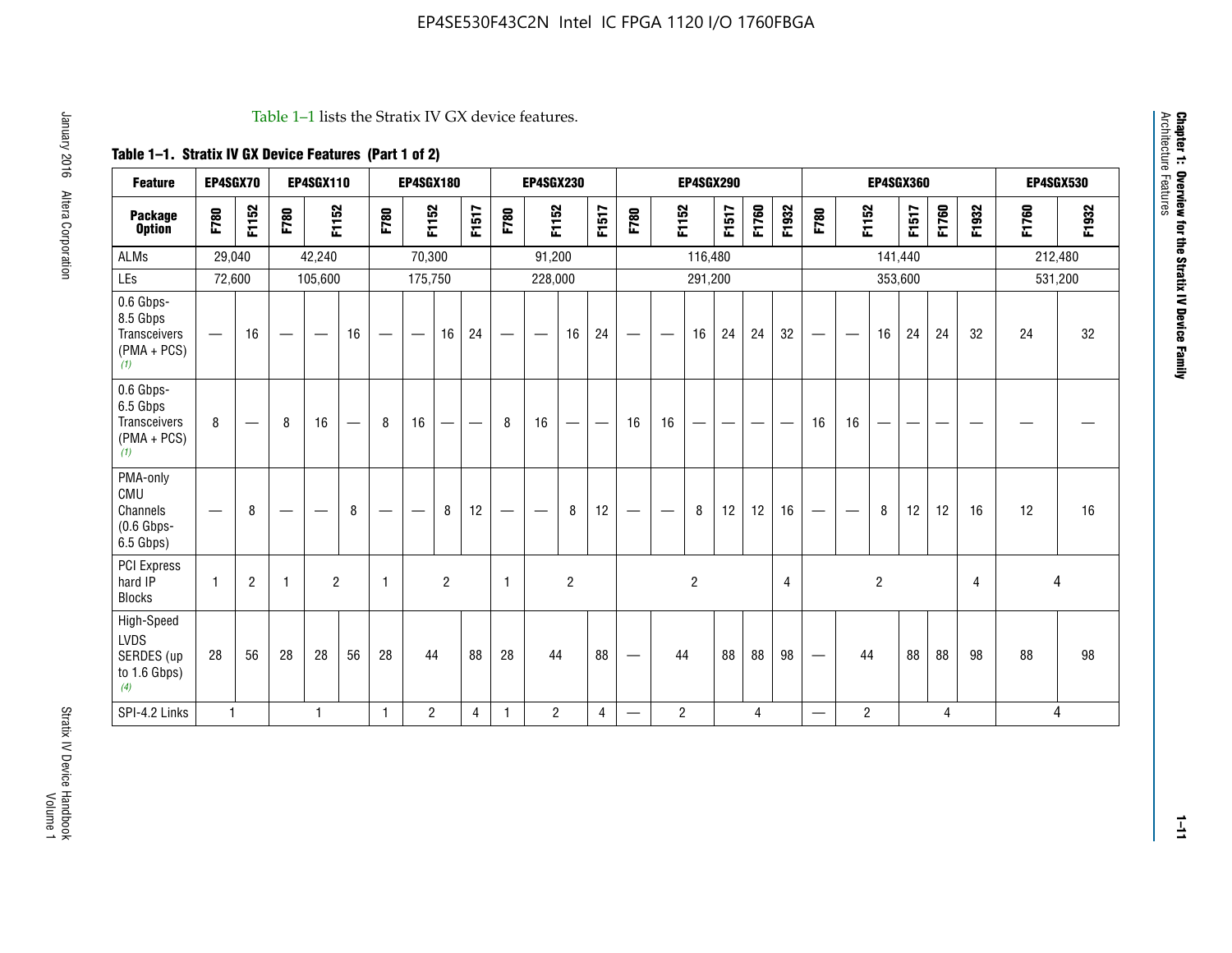Table 1–1 lists the Stratix IV GX device features.

**Table 1–1. Stratix IV GX Device Features (Part 1 of 2)**

| Feature | EP4SGX70 | | EP4SGX110 | | | EP4SGX180 | | | | EP4SGX230 | | | | EP4SGX290 | | | | | | EP4SGX360 | | | | | | EP4SGX530 | |
|---|---|---|---|---|---|---|---|---|---|---|---|---|---|---|---|---|---|---|---|---|---|---|---|---|---|---|---|
| **Package Option** | F780 | F1152 | F780 | F1152 | | F780 | F1152 | | F1517 | F780 | F1152 | | F1517 | F780 | F1152 | | F1517 | F1760 | F1932 | F780 | F1152 | | F1517 | F1760 | F1932 | F1760 | F1932 |
| ALMs | 29,040 | | 42,240 | | | 70,300 | | | | 91,200 | | | | 116,480 | | | | | | 141,440 | | | | | | 212,480 | |
| LEs | 72,600 | | 105,600 | | | 175,750 | | | | 228,000 | | | | 291,200 | | | | | | 353,600 | | | | | | 531,200 | |
| 0.6 Gbps-8.5 Gbps Transceivers (PMA + PCS) *(1)* | — | 16 | — | — | 16 | — | — | 16 | 24 | — | — | 16 | 24 | — | — | 16 | 24 | 24 | 32 | — | — | 16 | 24 | 24 | 32 | 24 | 32 |
| 0.6 Gbps-6.5 Gbps Transceivers (PMA + PCS) *(1)* | 8 | — | 8 | 16 | — | 8 | 16 | — | — | 8 | 16 | — | — | 16 | 16 | — | — | — | — | 16 | 16 | — | — | — | — | — | — |
| PMA-only CMU Channels (0.6 Gbps-6.5 Gbps) | — | 8 | — | — | 8 | — | — | 8 | 12 | — | — | 8 | 12 | — | — | 8 | 12 | 12 | 16 | — | — | 8 | 12 | 12 | 16 | 12 | 16 |
| PCI Express hard IP Blocks | 1 | 2 | 1 | 2 | | 1 | 2 | | | 1 | 2 | | | 2 | | | | | 4 | 2 | | | | | 4 | 4 | |
| High-Speed LVDS SERDES (up to 1.6 Gbps) *(4)* | 28 | 56 | 28 | 28 | 56 | 28 | 44 | | 88 | 28 | 44 | | 88 | — | 44 | | 88 | 88 | 98 | — | 44 | | 88 | 88 | 98 | 88 | 98 |
| SPI-4.2 Links | 1 | | 1 | | | 1 | 2 | | 4 | 1 | 2 | | 4 | — | 2 | | 4 | | | — | 2 | | 4 | | | 4 | |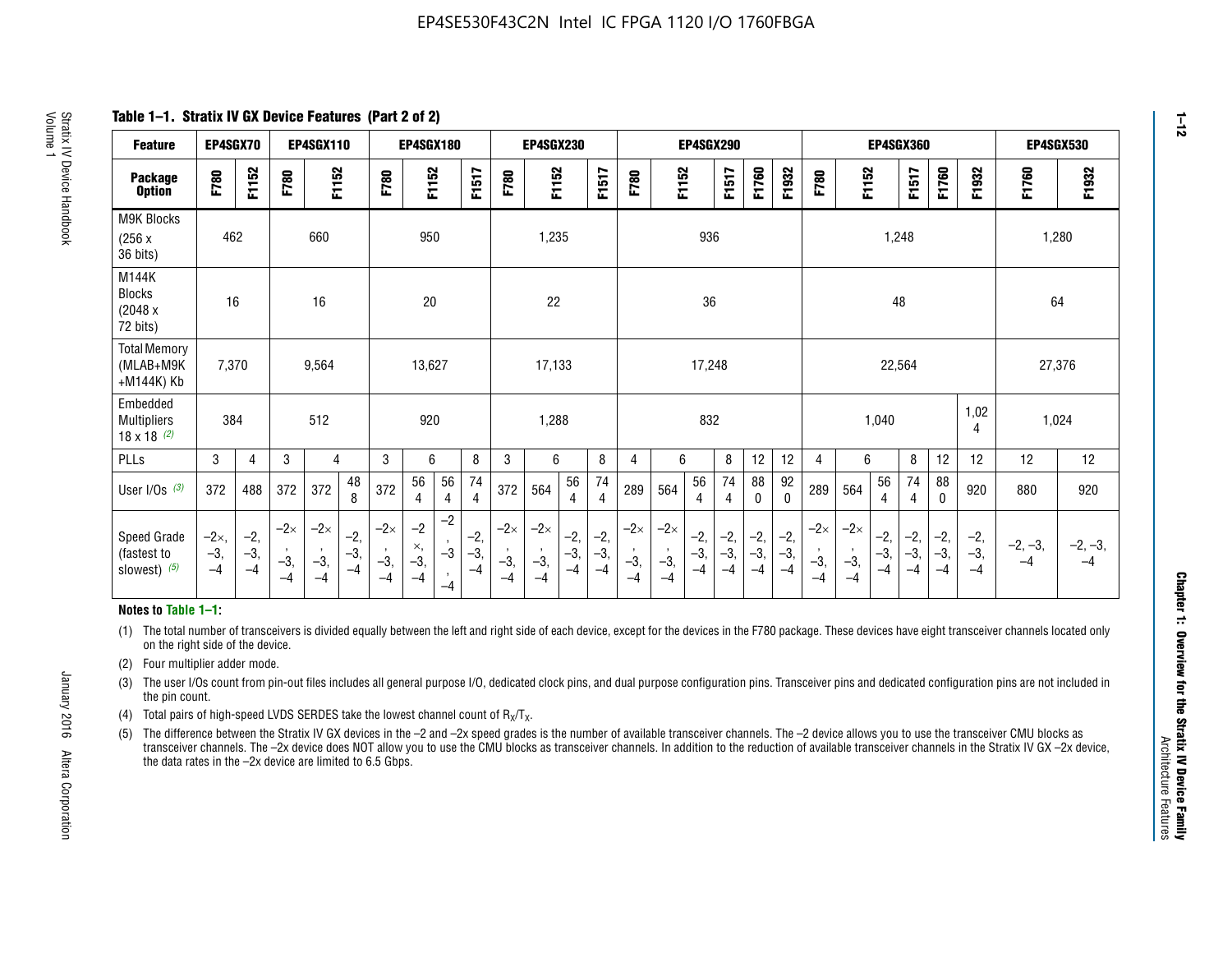EP4SE530F43C2N Intel IC FPGA 1120 I/O 1760FBGA

**Table 1–1. Stratix IV GX Device Features (Part 2 of 2)**

| Feature | EP4SGX70 | | EP4SGX110 | | | EP4SGX180 | | | | EP4SGX230 | | | | EP4SGX290 | | | | | | EP4SGX360 | | | | | | EP4SGX530 | |
|---|---|---|---|---|---|---|---|---|---|---|---|---|---|---|---|---|---|---|---|---|---|---|---|---|---|---|---|---|
| Package Option | F780 | F1152 | F780 | F1152 | | F780 | F1152 | | F1517 | F780 | F1152 | | F1517 | F780 | F1152 | | F1517 | F1760 | F1932 | F780 | F1152 | | F1517 | F1760 | F1932 | F1760 | F1932 |
| M9K Blocks (256 x 36 bits) | 462 | | 660 | | | 950 | | | | 1,235 | | | | 936 | | | | | | 1,248 | | | | | | 1,280 | |
| M144K Blocks (2048 x 72 bits) | 16 | | 16 | | | 20 | | | | 22 | | | | 36 | | | | | | 48 | | | | | | 64 | |
| Total Memory (MLAB+M9K +M144K) Kb | 7,370 | | 9,564 | | | 13,627 | | | | 17,133 | | | | 17,248 | | | | | | 22,564 | | | | | | 27,376 | |
| Embedded Multipliers 18 x 18 (2) | 384 | | 512 | | | 920 | | | | 1,288 | | | | 832 | | | | | | 1,040 | | | | | 1,024 | 1,024 | |
| PLLs | 3 | 4 | 3 | 4 | | 3 | 6 | | 8 | 3 | 6 | | 8 | 4 | 6 | | 8 | 12 | 12 | 4 | 6 | | 8 | 12 | 12 | 12 | 12 |
| User I/Os (3) | 372 | 488 | 372 | 372 | 488 | 372 | 564 | 564 | 744 | 372 | 564 | 564 | 744 | 289 | 564 | 564 | 744 | 880 | 920 | 289 | 564 | 564 | 744 | 880 | 920 | 880 | 920 |
| Speed Grade (fastest to slowest) (5) | −2×, −3, −4 | −2, −3, −4 | −2×, −3, −4 | −2×, −3, −4 | −2, −3, −4 | −2×, −3, −4 | −2×, −3, −4 | −2, −3, −4 | −2, −3, −4 | −2×, −3, −4 | −2×, −3, −4 | −2, −3, −4 | −2, −3, −4 | −2×, −3, −4 | −2×, −3, −4 | −2, −3, −4 | −2, −3, −4 | −2, −3, −4 | −2, −3, −4 | −2×, −3, −4 | −2×, −3, −4 | −2, −3, −4 | −2, −3, −4 | −2, −3, −4 | −2, −3, −4 | −2, −3, −4 | −2, −3, −4 |

**Notes to Table 1–1:**

(1) The total number of transceivers is divided equally between the left and right side of each device, except for the devices in the F780 package. These devices have eight transceiver channels located only on the right side of the device.

(2) Four multiplier adder mode.

(3) The user I/Os count from pin-out files includes all general purpose I/O, dedicated clock pins, and dual purpose configuration pins. Transceiver pins and dedicated configuration pins are not included in the pin count.

(4) Total pairs of high-speed LVDS SERDES take the lowest channel count of $R_X/T_X$.

(5) The difference between the Stratix IV GX devices in the −2 and −2x speed grades is the number of available transceiver channels. The −2 device allows you to use the transceiver CMU blocks as transceiver channels. The −2x device does NOT allow you to use the CMU blocks as transceiver channels. In addition to the reduction of available transceiver channels in the Stratix IV GX −2x device, the data rates in the −2x device are limited to 6.5 Gbps.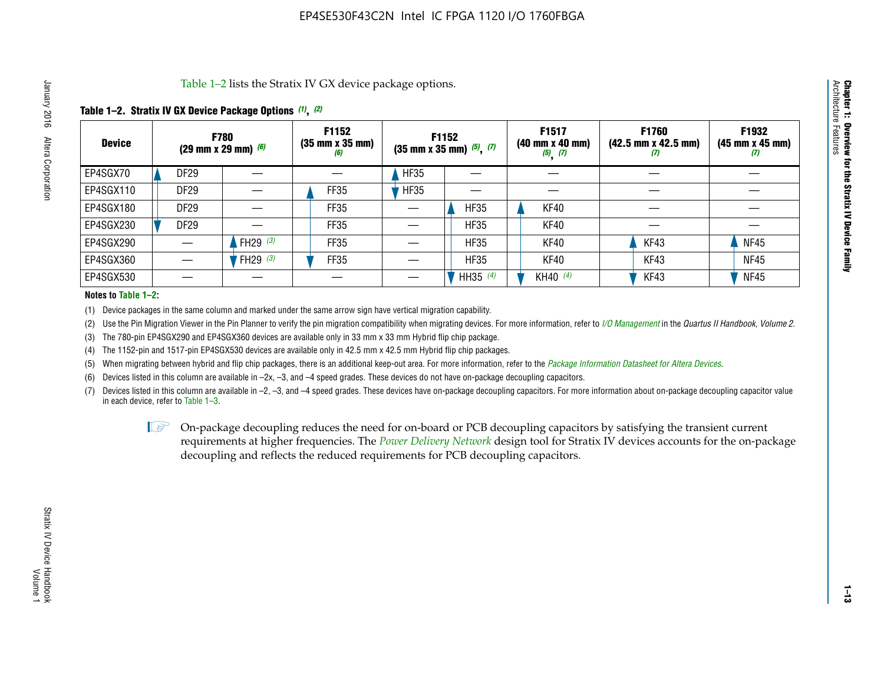Table 1–2 lists the Stratix IV GX device package options.

**Table 1–2. Stratix IV GX Device Package Options (1), (2)**

| Device | F780 (29 mm x 29 mm) (6) | | F1152 (35 mm x 35 mm) (6) | F1152 (35 mm x 35 mm) (5), (7) | | F1517 (40 mm x 40 mm) (5), (7) | F1760 (42.5 mm x 42.5 mm) (7) | F1932 (45 mm x 45 mm) (7) |
|---|---|---|---|---|---|---|---|---|
| EP4SGX70 | DF29 | — | — | HF35 | — | — | — | — |
| EP4SGX110 | DF29 | — | FF35 | HF35 | — | — | — | — |
| EP4SGX180 | DF29 | — | FF35 | — | HF35 | KF40 | — | — |
| EP4SGX230 | DF29 | — | FF35 | — | HF35 | KF40 | — | — |
| EP4SGX290 | — | FH29 (3) | FF35 | — | HF35 | KF40 | KF43 | NF45 |
| EP4SGX360 | — | FH29 (3) | FF35 | — | HF35 | KF40 | KF43 | NF45 |
| EP4SGX530 | — | — | — | — | HH35 (4) | KH40 (4) | KF43 | NF45 |

**Notes to Table 1–2:**

(1) Device packages in the same column and marked under the same arrow sign have vertical migration capability.

(2) Use the Pin Migration Viewer in the Pin Planner to verify the pin migration compatibility when migrating devices. For more information, refer to *I/O Management* in the *Quartus II Handbook, Volume 2*.

(3) The 780-pin EP4SGX290 and EP4SGX360 devices are available only in 33 mm x 33 mm Hybrid flip chip package.

(4) The 1152-pin and 1517-pin EP4SGX530 devices are available only in 42.5 mm x 42.5 mm Hybrid flip chip packages.

(5) When migrating between hybrid and flip chip packages, there is an additional keep-out area. For more information, refer to the *Package Information Datasheet for Altera Devices*.

(6) Devices listed in this column are available in –2x, –3, and –4 speed grades. These devices do not have on-package decoupling capacitors.

(7) Devices listed in this column are available in –2, –3, and –4 speed grades. These devices have on-package decoupling capacitors. For more information about on-package decoupling capacitor value in each device, refer to Table 1–3.

On-package decoupling reduces the need for on-board or PCB decoupling capacitors by satisfying the transient current requirements at higher frequencies. The *Power Delivery Network* design tool for Stratix IV devices accounts for the on-package decoupling and reflects the reduced requirements for PCB decoupling capacitors.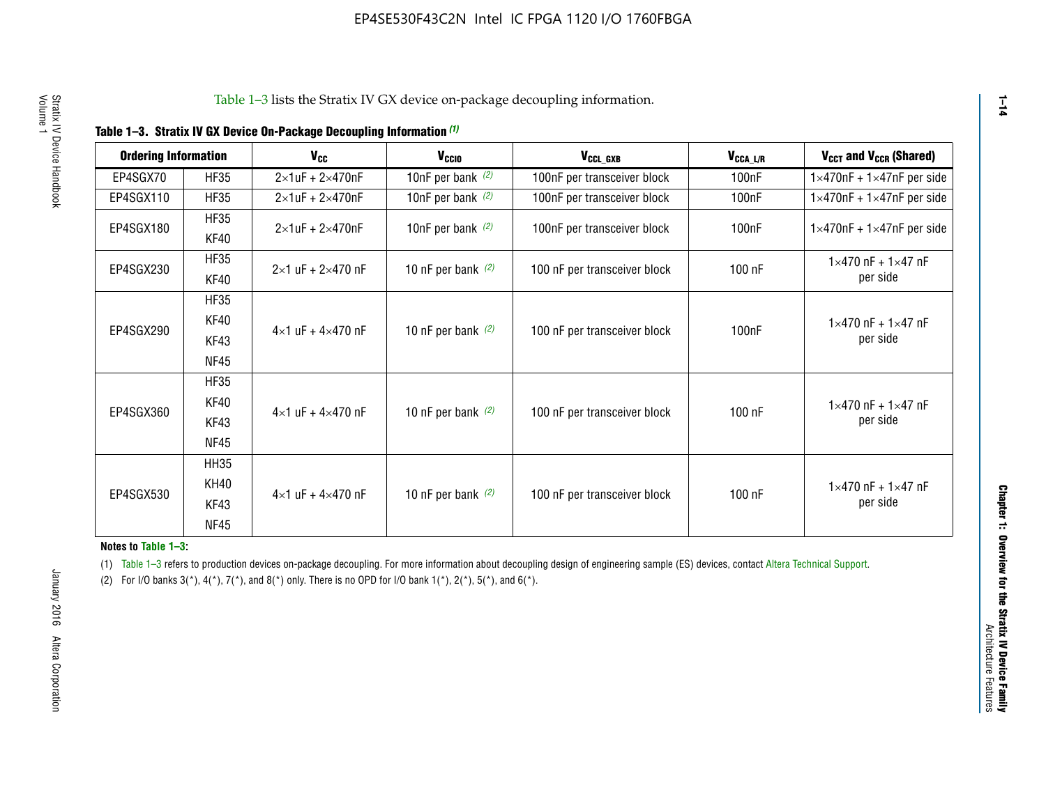Table 1–3 lists the Stratix IV GX device on-package decoupling information.

**Table 1–3. Stratix IV GX Device On-Package Decoupling Information (1)**

| Ordering Information | | $V_{CC}$ | $V_{CCIO}$ | $V_{CCL\_GXB}$ | $V_{CCA\_L/R}$ | $V_{CCT}$ and $V_{CCR}$ (Shared) |
|---|---|---|---|---|---|---|
| EP4SGX70 | HF35 | 2×1uF + 2×470nF | 10nF per bank (2) | 100nF per transceiver block | 100nF | 1×470nF + 1×47nF per side |
| EP4SGX110 | HF35 | 2×1uF + 2×470nF | 10nF per bank (2) | 100nF per transceiver block | 100nF | 1×470nF + 1×47nF per side |
| EP4SGX180 | HF35<br>KF40 | 2×1uF + 2×470nF | 10nF per bank (2) | 100nF per transceiver block | 100nF | 1×470nF + 1×47nF per side |
| EP4SGX230 | HF35<br>KF40 | 2×1 uF + 2×470 nF | 10 nF per bank (2) | 100 nF per transceiver block | 100 nF | 1×470 nF + 1×47 nF per side |
| EP4SGX290 | HF35<br>KF40<br>KF43<br>NF45 | 4×1 uF + 4×470 nF | 10 nF per bank (2) | 100 nF per transceiver block | 100nF | 1×470 nF + 1×47 nF per side |
| EP4SGX360 | HF35<br>KF40<br>KF43<br>NF45 | 4×1 uF + 4×470 nF | 10 nF per bank (2) | 100 nF per transceiver block | 100 nF | 1×470 nF + 1×47 nF per side |
| EP4SGX530 | HH35<br>KH40<br>KF43<br>NF45 | 4×1 uF + 4×470 nF | 10 nF per bank (2) | 100 nF per transceiver block | 100 nF | 1×470 nF + 1×47 nF per side |

**Notes to Table 1–3:**

(1) Table 1–3 refers to production devices on-package decoupling. For more information about decoupling design of engineering sample (ES) devices, contact Altera Technical Support.

(2) For I/O banks 3(*), 4(*), 7(*), and 8(*) only. There is no OPD for I/O bank 1(*), 2(*), 5(*), and 6(*).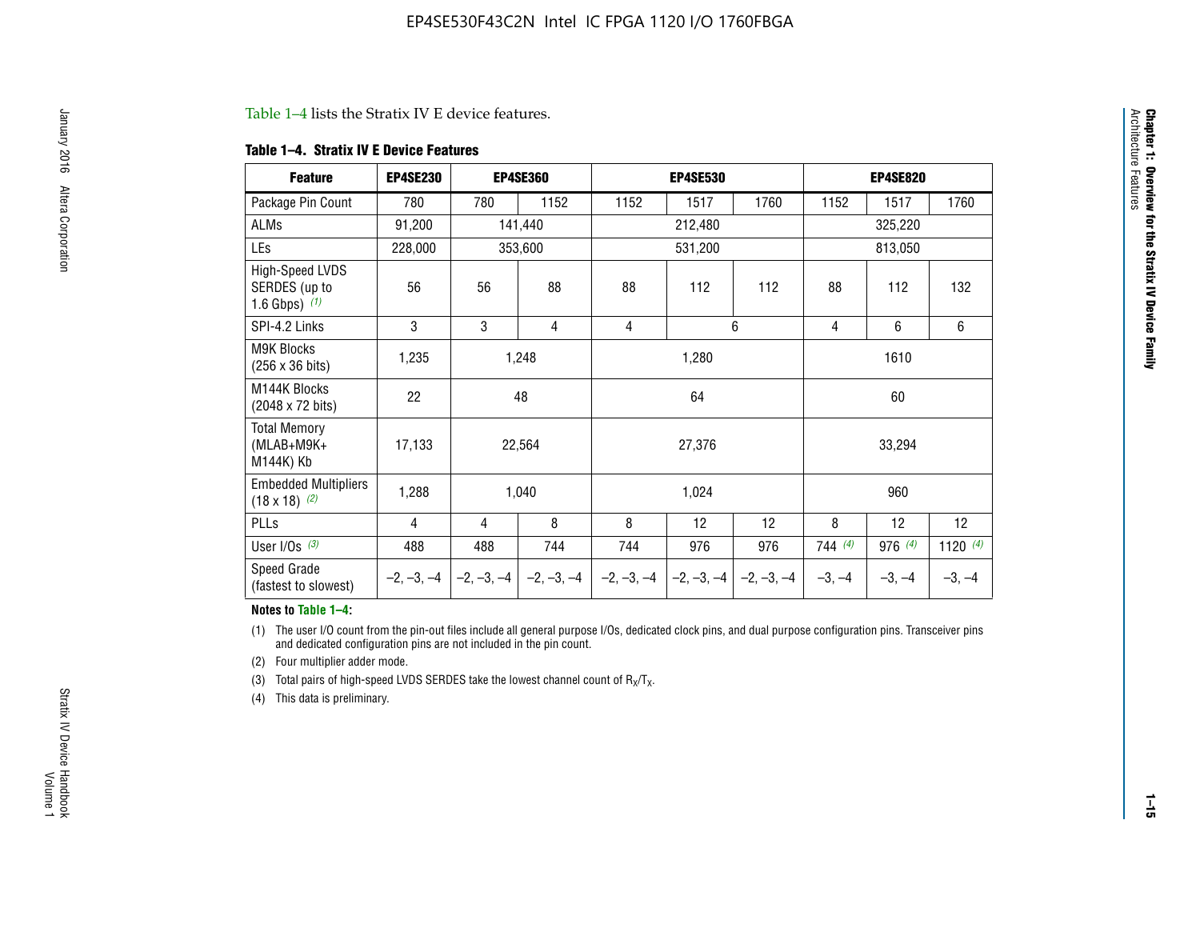Table 1–4 lists the Stratix IV E device features.

**Table 1–4. Stratix IV E Device Features**

| Feature | EP4SE230 | EP4SE360 | | EP4SE530 | | | EP4SE820 | | |
|---|---|---|---|---|---|---|---|---|---|
| Package Pin Count | 780 | 780 | 1152 | 1152 | 1517 | 1760 | 1152 | 1517 | 1760 |
| ALMs | 91,200 | 141,440 | | 212,480 | | | 325,220 | | |
| LEs | 228,000 | 353,600 | | 531,200 | | | 813,050 | | |
| High-Speed LVDS SERDES (up to 1.6 Gbps) *(1)* | 56 | 56 | 88 | 88 | 112 | 112 | 88 | 112 | 132 |
| SPI-4.2 Links | 3 | 3 | 4 | 4 | 6 | | 4 | 6 | 6 |
| M9K Blocks (256 x 36 bits) | 1,235 | 1,248 | | 1,280 | | | 1610 | | |
| M144K Blocks (2048 x 72 bits) | 22 | 48 | | 64 | | | 60 | | |
| Total Memory (MLAB+M9K+ M144K) Kb | 17,133 | 22,564 | | 27,376 | | | 33,294 | | |
| Embedded Multipliers (18 x 18) *(2)* | 1,288 | 1,040 | | 1,024 | | | 960 | | |
| PLLs | 4 | 4 | 8 | 8 | 12 | 12 | 8 | 12 | 12 |
| User I/Os *(3)* | 488 | 488 | 744 | 744 | 976 | 976 | 744 *(4)* | 976 *(4)* | 1120 *(4)* |
| Speed Grade (fastest to slowest) | –2, –3, –4 | –2, –3, –4 | –2, –3, –4 | –2, –3, –4 | –2, –3, –4 | –2, –3, –4 | –3, –4 | –3, –4 | –3, –4 |

**Notes to Table 1–4:**

(1) The user I/O count from the pin-out files include all general purpose I/Os, dedicated clock pins, and dual purpose configuration pins. Transceiver pins and dedicated configuration pins are not included in the pin count.

(2) Four multiplier adder mode.

(3) Total pairs of high-speed LVDS SERDES take the lowest channel count of $R_X/T_X$.

(4) This data is preliminary.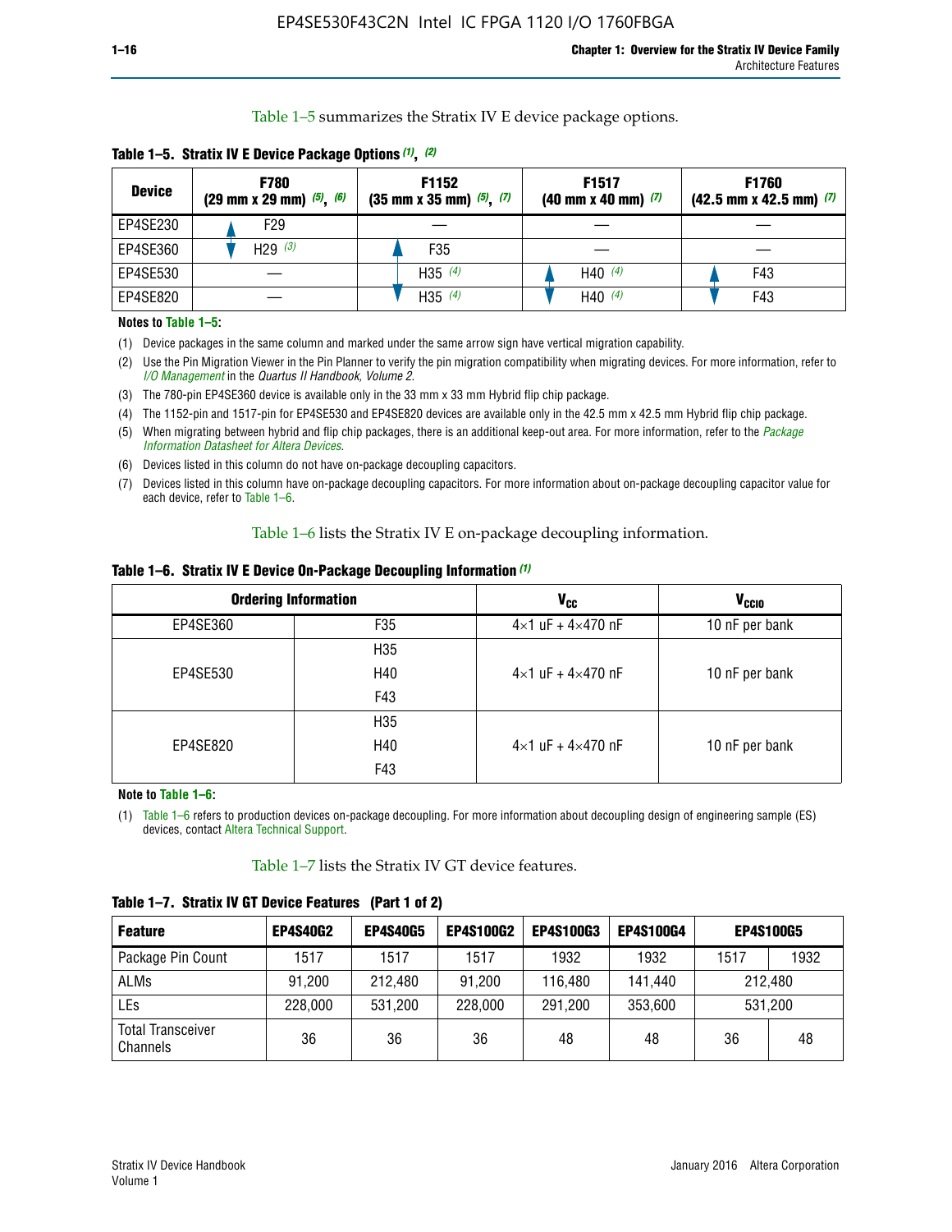Table 1–5 summarizes the Stratix IV E device package options.

**Table 1–5. Stratix IV E Device Package Options (1), (2)**

| Device | F780 (29 mm x 29 mm) (5), (6) | F1152 (35 mm x 35 mm) (5), (7) | F1517 (40 mm x 40 mm) (7) | F1760 (42.5 mm x 42.5 mm) (7) |
|---|---|---|---|---|
| EP4SE230 | F29 | — | — | — |
| EP4SE360 | H29 (3) | F35 | — | — |
| EP4SE530 | — | H35 (4) | H40 (4) | F43 |
| EP4SE820 | — | H35 (4) | H40 (4) | F43 |

**Notes to Table 1–5:**

(1) Device packages in the same column and marked under the same arrow sign have vertical migration capability.

(2) Use the Pin Migration Viewer in the Pin Planner to verify the pin migration compatibility when migrating devices. For more information, refer to *I/O Management* in the *Quartus II Handbook, Volume 2*.

(3) The 780-pin EP4SE360 device is available only in the 33 mm x 33 mm Hybrid flip chip package.

(4) The 1152-pin and 1517-pin for EP4SE530 and EP4SE820 devices are available only in the 42.5 mm x 42.5 mm Hybrid flip chip package.

(5) When migrating between hybrid and flip chip packages, there is an additional keep-out area. For more information, refer to the *Package Information Datasheet for Altera Devices*.

(6) Devices listed in this column do not have on-package decoupling capacitors.

(7) Devices listed in this column have on-package decoupling capacitors. For more information about on-package decoupling capacitor value for each device, refer to Table 1–6.

Table 1–6 lists the Stratix IV E on-package decoupling information.

**Table 1–6. Stratix IV E Device On-Package Decoupling Information (1)**

| Ordering Information | | $V_{CC}$ | $V_{CCIO}$ |
|---|---|---|---|
| EP4SE360 | F35 | 4×1 uF + 4×470 nF | 10 nF per bank |
| EP4SE530 | H35<br>H40<br>F43 | 4×1 uF + 4×470 nF | 10 nF per bank |
| EP4SE820 | H35<br>H40<br>F43 | 4×1 uF + 4×470 nF | 10 nF per bank |

**Note to Table 1–6:**

(1) Table 1–6 refers to production devices on-package decoupling. For more information about decoupling design of engineering sample (ES) devices, contact Altera Technical Support.

Table 1–7 lists the Stratix IV GT device features.

**Table 1–7. Stratix IV GT Device Features (Part 1 of 2)**

| Feature | EP4S40G2 | EP4S40G5 | EP4S100G2 | EP4S100G3 | EP4S100G4 | EP4S100G5 | |
|---|---|---|---|---|---|---|---|
| Package Pin Count | 1517 | 1517 | 1517 | 1932 | 1932 | 1517 | 1932 |
| ALMs | 91,200 | 212,480 | 91,200 | 116,480 | 141,440 | 212,480 | |
| LEs | 228,000 | 531,200 | 228,000 | 291,200 | 353,600 | 531,200 | |
| Total Transceiver Channels | 36 | 36 | 36 | 48 | 48 | 36 | 48 |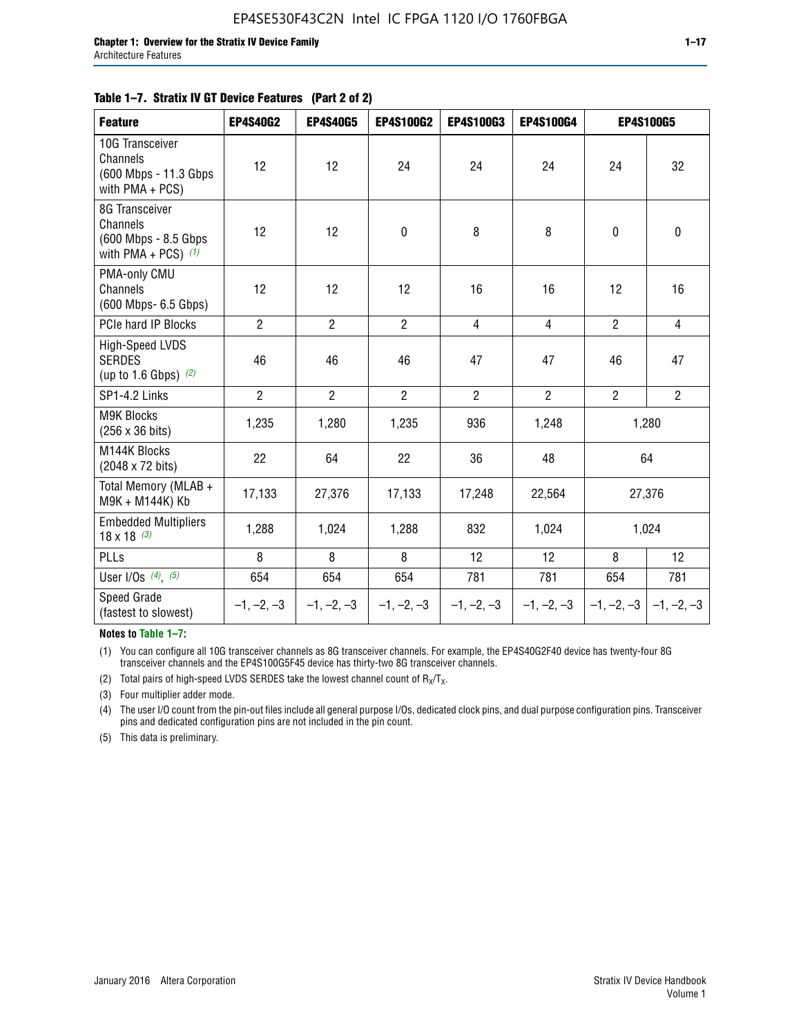**Table 1–7. Stratix IV GT Device Features (Part 2 of 2)**

| Feature | EP4S40G2 | EP4S40G5 | EP4S100G2 | EP4S100G3 | EP4S100G4 | EP4S100G5 | |
|---|---|---|---|---|---|---|---|
| 10G Transceiver Channels (600 Mbps - 11.3 Gbps with PMA + PCS) | 12 | 12 | 24 | 24 | 24 | 24 | 32 |
| 8G Transceiver Channels (600 Mbps - 8.5 Gbps with PMA + PCS) *(1)* | 12 | 12 | 0 | 8 | 8 | 0 | 0 |
| PMA-only CMU Channels (600 Mbps- 6.5 Gbps) | 12 | 12 | 12 | 16 | 16 | 12 | 16 |
| PCIe hard IP Blocks | 2 | 2 | 2 | 4 | 4 | 2 | 4 |
| High-Speed LVDS SERDES (up to 1.6 Gbps) *(2)* | 46 | 46 | 46 | 47 | 47 | 46 | 47 |
| SP1-4.2 Links | 2 | 2 | 2 | 2 | 2 | 2 | 2 |
| M9K Blocks (256 x 36 bits) | 1,235 | 1,280 | 1,235 | 936 | 1,248 | 1,280 | |
| M144K Blocks (2048 x 72 bits) | 22 | 64 | 22 | 36 | 48 | 64 | |
| Total Memory (MLAB + M9K + M144K) Kb | 17,133 | 27,376 | 17,133 | 17,248 | 22,564 | 27,376 | |
| Embedded Multipliers 18 x 18 *(3)* | 1,288 | 1,024 | 1,288 | 832 | 1,024 | 1,024 | |
| PLLs | 8 | 8 | 8 | 12 | 12 | 8 | 12 |
| User I/Os *(4)*, *(5)* | 654 | 654 | 654 | 781 | 781 | 654 | 781 |
| Speed Grade (fastest to slowest) | –1, –2, –3 | –1, –2, –3 | –1, –2, –3 | –1, –2, –3 | –1, –2, –3 | –1, –2, –3 | –1, –2, –3 |

**Notes to Table 1–7:**

(1) You can configure all 10G transceiver channels as 8G transceiver channels. For example, the EP4S40G2F40 device has twenty-four 8G transceiver channels and the EP4S100G5F45 device has thirty-two 8G transceiver channels.

(2) Total pairs of high-speed LVDS SERDES take the lowest channel count of $R_X/T_X$.

(3) Four multiplier adder mode.

(4) The user I/O count from the pin-out files include all general purpose I/Os, dedicated clock pins, and dual purpose configuration pins. Transceiver pins and dedicated configuration pins are not included in the pin count.

(5) This data is preliminary.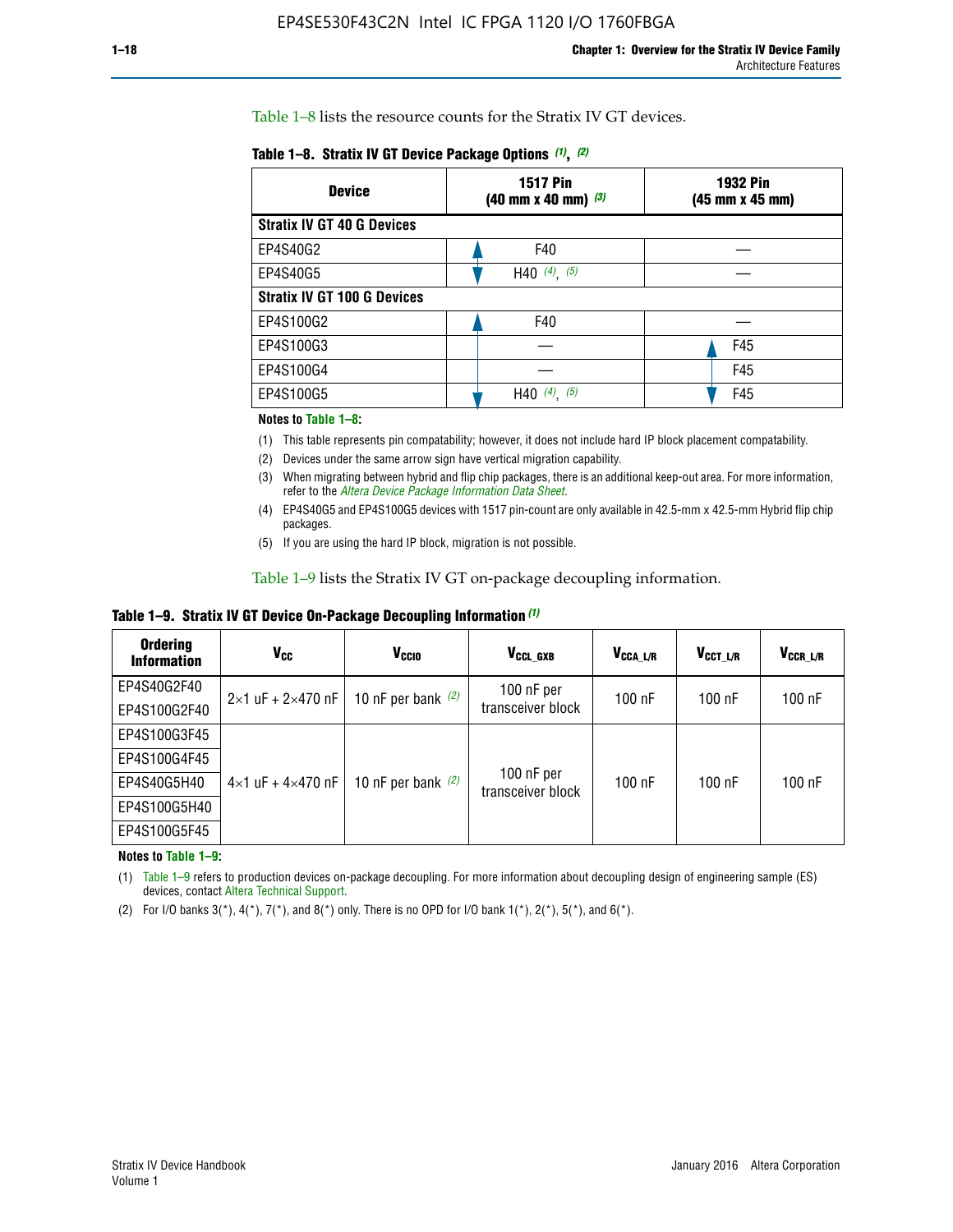Table 1–8 lists the resource counts for the Stratix IV GT devices.

**Table 1–8. Stratix IV GT Device Package Options (1), (2)**

| Device | 1517 Pin (40 mm x 40 mm) (3) | 1932 Pin (45 mm x 45 mm) |
|---|---|---|
| **Stratix IV GT 40 G Devices** | | |
| EP4S40G2 | F40 | — |
| EP4S40G5 | H40 (4), (5) | — |
| **Stratix IV GT 100 G Devices** | | |
| EP4S100G2 | F40 | — |
| EP4S100G3 | — | F45 |
| EP4S100G4 | — | F45 |
| EP4S100G5 | H40 (4), (5) | F45 |

**Notes to Table 1–8:**

(1) This table represents pin compatability; however, it does not include hard IP block placement compatability.

(2) Devices under the same arrow sign have vertical migration capability.

(3) When migrating between hybrid and flip chip packages, there is an additional keep-out area. For more information, refer to the *Altera Device Package Information Data Sheet*.

(4) EP4S40G5 and EP4S100G5 devices with 1517 pin-count are only available in 42.5-mm x 42.5-mm Hybrid flip chip packages.

(5) If you are using the hard IP block, migration is not possible.

Table 1–9 lists the Stratix IV GT on-package decoupling information.

**Table 1–9. Stratix IV GT Device On-Package Decoupling Information (1)**

| Ordering Information | $V_{CC}$ | $V_{CCIO}$ | $V_{CCL\_GXB}$ | $V_{CCA\_L/R}$ | $V_{CCT\_L/R}$ | $V_{CCR\_L/R}$ |
|---|---|---|---|---|---|---|
| EP4S40G2F40 | 2×1 uF + 2×470 nF | 10 nF per bank (2) | 100 nF per transceiver block | 100 nF | 100 nF | 100 nF |
| EP4S100G2F40 | | | | | | |
| EP4S100G3F45 | 4×1 uF + 4×470 nF | 10 nF per bank (2) | 100 nF per transceiver block | 100 nF | 100 nF | 100 nF |
| EP4S100G4F45 | | | | | | |
| EP4S40G5H40 | | | | | | |
| EP4S100G5H40 | | | | | | |
| EP4S100G5F45 | | | | | | |

**Notes to Table 1–9:**

(1) Table 1–9 refers to production devices on-package decoupling. For more information about decoupling design of engineering sample (ES) devices, contact Altera Technical Support.

(2) For I/O banks 3(*), 4(*), 7(*), and 8(*) only. There is no OPD for I/O bank 1(*), 2(*), 5(*), and 6(*).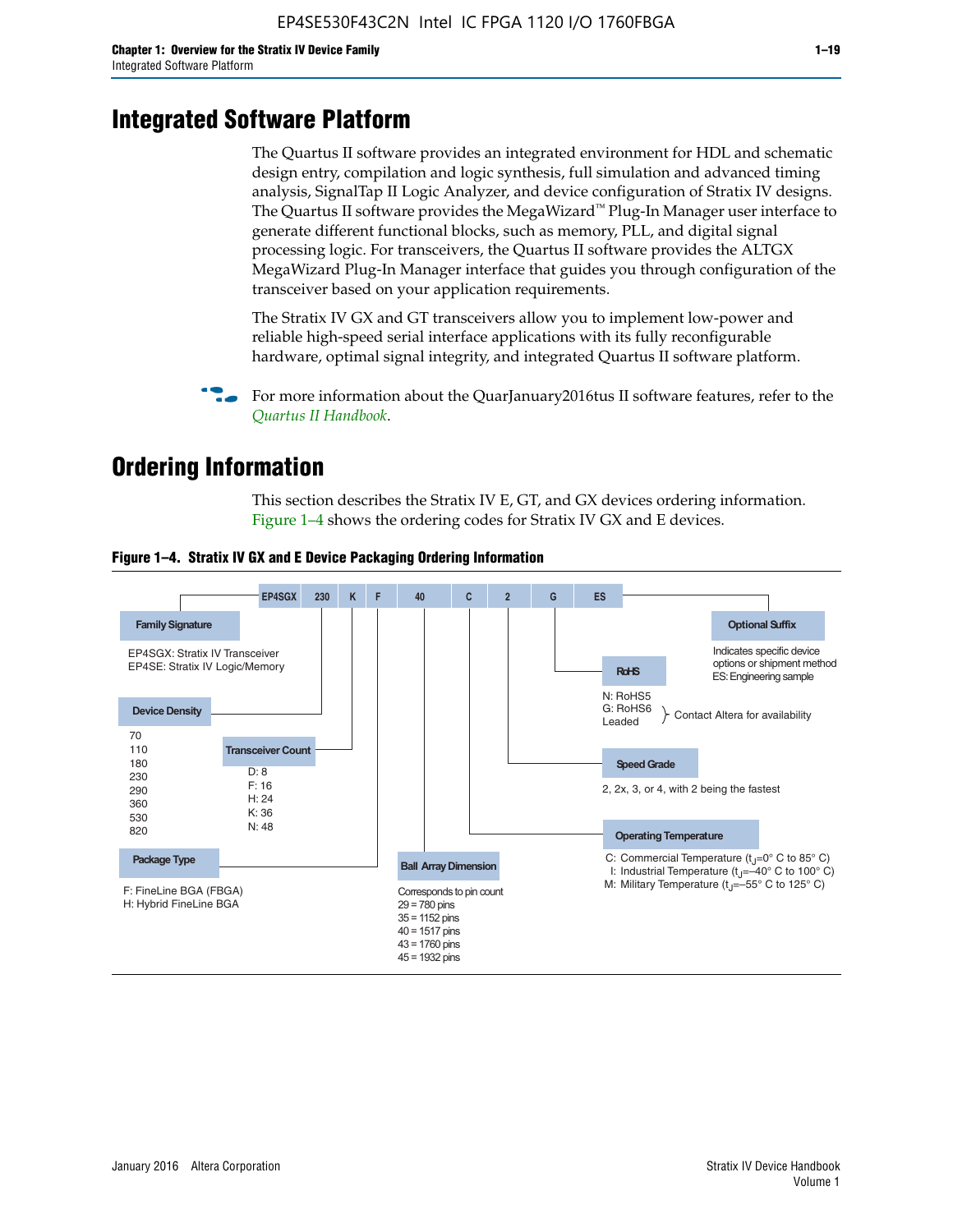# Integrated Software Platform

The Quartus II software provides an integrated environment for HDL and schematic design entry, compilation and logic synthesis, full simulation and advanced timing analysis, SignalTap II Logic Analyzer, and device configuration of Stratix IV designs. The Quartus II software provides the MegaWizard™ Plug-In Manager user interface to generate different functional blocks, such as memory, PLL, and digital signal processing logic. For transceivers, the Quartus II software provides the ALTGX MegaWizard Plug-In Manager interface that guides you through configuration of the transceiver based on your application requirements.

The Stratix IV GX and GT transceivers allow you to implement low-power and reliable high-speed serial interface applications with its fully reconfigurable hardware, optimal signal integrity, and integrated Quartus II software platform.

For more information about the QuarJanuary2016tus II software features, refer to the *Quartus II Handbook*.

# Ordering Information

This section describes the Stratix IV E, GT, and GX devices ordering information. Figure 1–4 shows the ordering codes for Stratix IV GX and E devices.

**Figure 1–4. Stratix IV GX and E Device Packaging Ordering Information**

EP4SGX 230 K F 40 C 2 G ES

**Family Signature**
EP4SGX: Stratix IV Transceiver
EP4SE: Stratix IV Logic/Memory

**Device Density**
70
110
180
230
290
360
530
820

**Transceiver Count**
D: 8
F: 16
H: 24
K: 36
N: 48

**Package Type**
F: FineLine BGA (FBGA)
H: Hybrid FineLine BGA

**Ball Array Dimension**
Corresponds to pin count
29 = 780 pins
35 = 1152 pins
40 = 1517 pins
43 = 1760 pins
45 = 1932 pins

**Operating Temperature**
C: Commercial Temperature ($t_J$=0° C to 85° C)
I: Industrial Temperature ($t_J$=–40° C to 100° C)
M: Military Temperature ($t_J$=–55° C to 125° C)

**Speed Grade**
2, 2x, 3, or 4, with 2 being the fastest

**RoHS**
N: RoHS5
G: RoHS6
Leaded
} Contact Altera for availability

**Optional Suffix**
Indicates specific device options or shipment method
ES: Engineering sample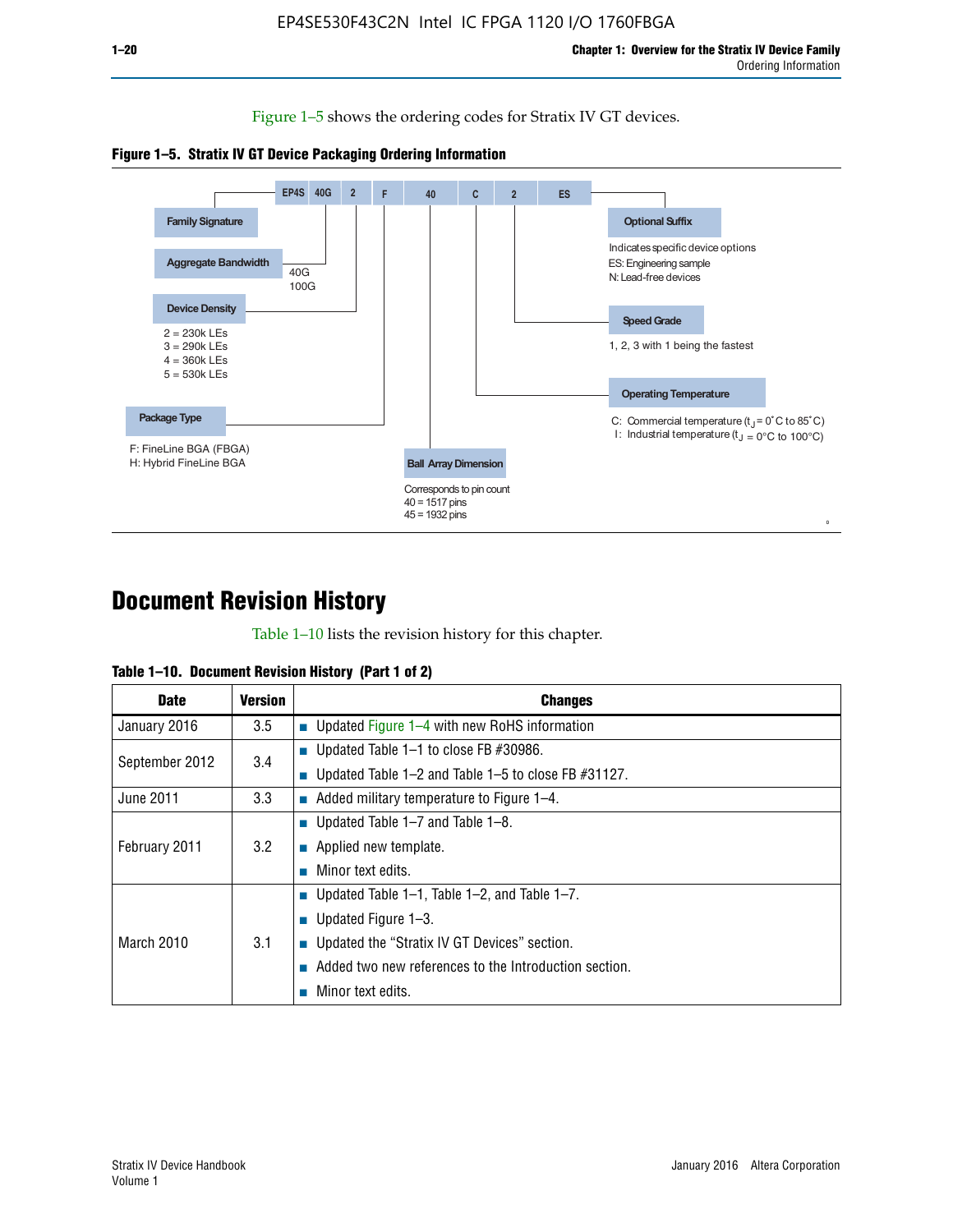Figure 1–5 shows the ordering codes for Stratix IV GT devices.

**Figure 1–5. Stratix IV GT Device Packaging Ordering Information**

EP4S 40G 2 F 40 C 2 ES

- **Family Signature**
- **Aggregate Bandwidth**: 40G, 100G
- **Device Density**: 2 = 230k LEs, 3 = 290k LEs, 4 = 360k LEs, 5 = 530k LEs
- **Package Type**: F: FineLine BGA (FBGA), H: Hybrid FineLine BGA
- **Ball Array Dimension**: Corresponds to pin count, 40 = 1517 pins, 45 = 1932 pins
- **Operating Temperature**: C: Commercial temperature ($t_J$ = 0°C to 85°C), I: Industrial temperature ($t_J$ = 0°C to 100°C)
- **Speed Grade**: 1, 2, 3 with 1 being the fastest
- **Optional Suffix**: Indicates specific device options, ES: Engineering sample, N: Lead-free devices

# Document Revision History

Table 1–10 lists the revision history for this chapter.

**Table 1–10. Document Revision History (Part 1 of 2)**

| Date | Version | Changes |
|---|---|---|
| January 2016 | 3.5 | ■ Updated Figure 1–4 with new RoHS information |
| September 2012 | 3.4 | ■ Updated Table 1–1 to close FB #30986.<br>■ Updated Table 1–2 and Table 1–5 to close FB #31127. |
| June 2011 | 3.3 | ■ Added military temperature to Figure 1–4. |
| February 2011 | 3.2 | ■ Updated Table 1–7 and Table 1–8.<br>■ Applied new template.<br>■ Minor text edits. |
| March 2010 | 3.1 | ■ Updated Table 1–1, Table 1–2, and Table 1–7.<br>■ Updated Figure 1–3.<br>■ Updated the "Stratix IV GT Devices" section.<br>■ Added two new references to the Introduction section.<br>■ Minor text edits. |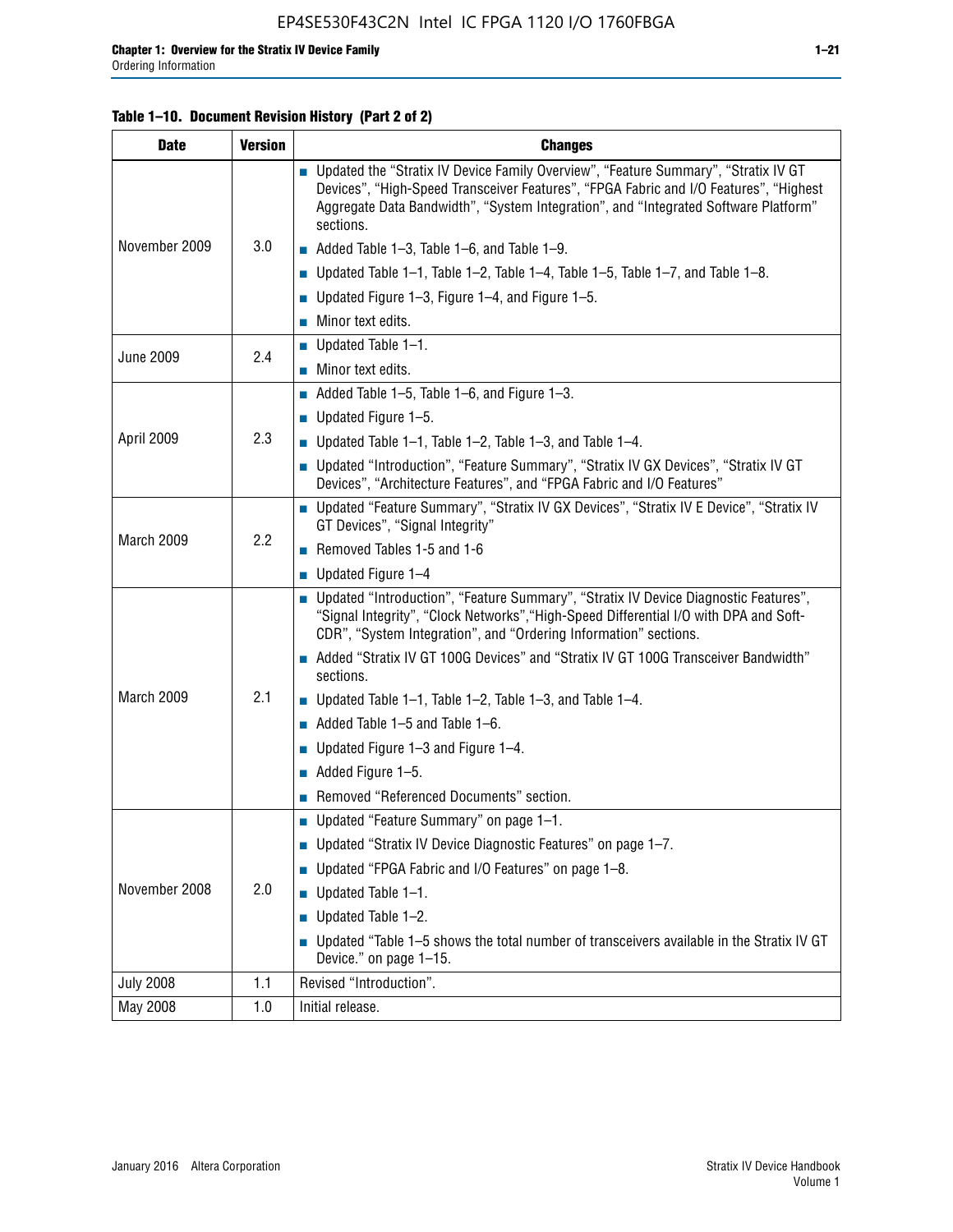**Table 1–10. Document Revision History (Part 2 of 2)**

| Date | Version | Changes |
|---|---|---|
| November 2009 | 3.0 | ■ Updated the "Stratix IV Device Family Overview", "Feature Summary", "Stratix IV GT Devices", "High-Speed Transceiver Features", "FPGA Fabric and I/O Features", "Highest Aggregate Data Bandwidth", "System Integration", and "Integrated Software Platform" sections.<br>■ Added Table 1–3, Table 1–6, and Table 1–9.<br>■ Updated Table 1–1, Table 1–2, Table 1–4, Table 1–5, Table 1–7, and Table 1–8.<br>■ Updated Figure 1–3, Figure 1–4, and Figure 1–5.<br>■ Minor text edits. |
| June 2009 | 2.4 | ■ Updated Table 1–1.<br>■ Minor text edits. |
| April 2009 | 2.3 | ■ Added Table 1–5, Table 1–6, and Figure 1–3.<br>■ Updated Figure 1–5.<br>■ Updated Table 1–1, Table 1–2, Table 1–3, and Table 1–4.<br>■ Updated "Introduction", "Feature Summary", "Stratix IV GX Devices", "Stratix IV GT Devices", "Architecture Features", and "FPGA Fabric and I/O Features" |
| March 2009 | 2.2 | ■ Updated "Feature Summary", "Stratix IV GX Devices", "Stratix IV E Device", "Stratix IV GT Devices", "Signal Integrity"<br>■ Removed Tables 1-5 and 1-6<br>■ Updated Figure 1–4 |
| March 2009 | 2.1 | ■ Updated "Introduction", "Feature Summary", "Stratix IV Device Diagnostic Features", "Signal Integrity", "Clock Networks","High-Speed Differential I/O with DPA and Soft-CDR", "System Integration", and "Ordering Information" sections.<br>■ Added "Stratix IV GT 100G Devices" and "Stratix IV GT 100G Transceiver Bandwidth" sections.<br>■ Updated Table 1–1, Table 1–2, Table 1–3, and Table 1–4.<br>■ Added Table 1–5 and Table 1–6.<br>■ Updated Figure 1–3 and Figure 1–4.<br>■ Added Figure 1–5.<br>■ Removed "Referenced Documents" section. |
| November 2008 | 2.0 | ■ Updated "Feature Summary" on page 1–1.<br>■ Updated "Stratix IV Device Diagnostic Features" on page 1–7.<br>■ Updated "FPGA Fabric and I/O Features" on page 1–8.<br>■ Updated Table 1–1.<br>■ Updated Table 1–2.<br>■ Updated "Table 1–5 shows the total number of transceivers available in the Stratix IV GT Device." on page 1–15. |
| July 2008 | 1.1 | Revised "Introduction". |
| May 2008 | 1.0 | Initial release. |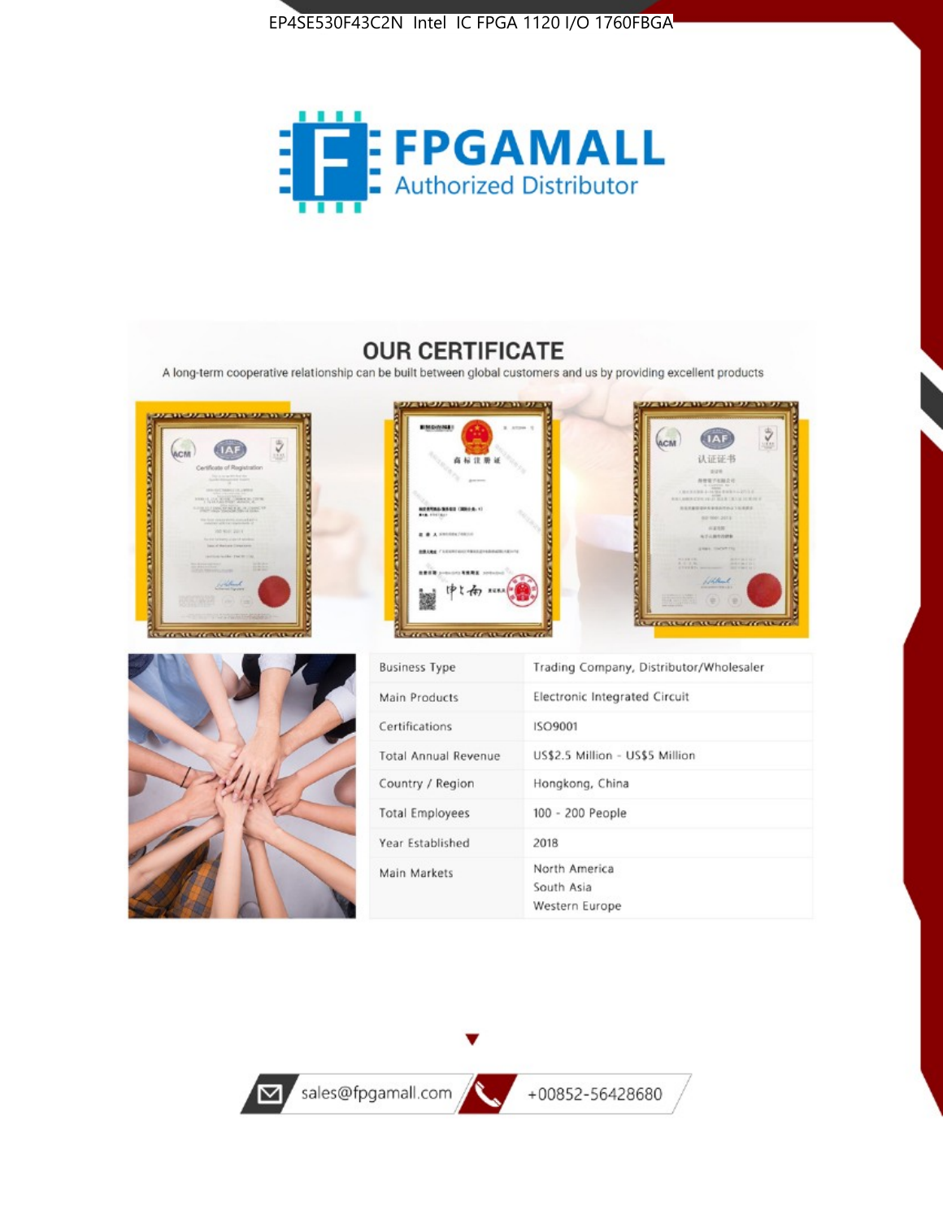FPGAMALL
Authorized Distributor

## OUR CERTIFICATE

A long-term cooperative relationship can be built between global customers and us by providing excellent products

| | |
|---|---|
| Business Type | Trading Company, Distributor/Wholesaler |
| Main Products | Electronic Integrated Circuit |
| Certifications | ISO9001 |
| Total Annual Revenue | US$2.5 Million - US$5 Million |
| Country / Region | Hongkong, China |
| Total Employees | 100 - 200 People |
| Year Established | 2018 |
| Main Markets | North America<br>South Asia<br>Western Europe |

sales@fpgamall.com

+00852-56428680